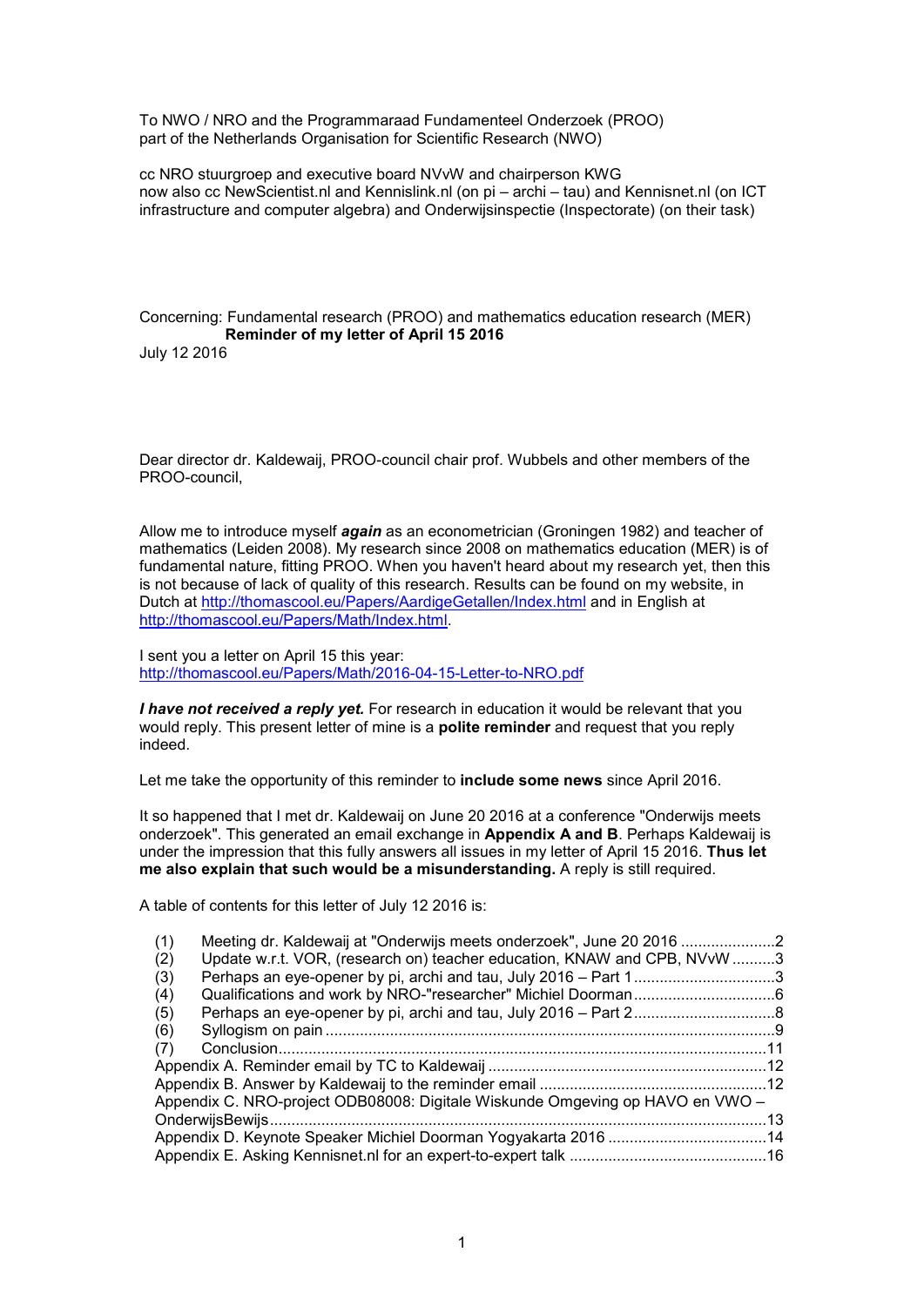To NWO / NRO and the Programmaraad Fundamenteel Onderzoek (PROO)
part of the Netherlands Organisation for Scientific Research (NWO)

cc NRO stuurgroep and executive board NVvW and chairperson KWG
now also cc NewScientist.nl and Kennislink.nl (on pi – archi – tau) and Kennisnet.nl (on ICT infrastructure and computer algebra) and Onderwijsinspectie (Inspectorate) (on their task)

Concerning: Fundamental research (PROO) and mathematics education research (MER)
**Reminder of my letter of April 15 2016**
July 12 2016

Dear director dr. Kaldewaij, PROO-council chair prof. Wubbels and other members of the PROO-council,

Allow me to introduce myself ***again*** as an econometrician (Groningen 1982) and teacher of mathematics (Leiden 2008). My research since 2008 on mathematics education (MER) is of fundamental nature, fitting PROO. When you haven't heard about my research yet, then this is not because of lack of quality of this research. Results can be found on my website, in Dutch at http://thomascool.eu/Papers/AardigeGetallen/Index.html and in English at http://thomascool.eu/Papers/Math/Index.html.

I sent you a letter on April 15 this year:
http://thomascool.eu/Papers/Math/2016-04-15-Letter-to-NRO.pdf

***I have not received a reply yet.*** For research in education it would be relevant that you would reply. This present letter of mine is a **polite reminder** and request that you reply indeed.

Let me take the opportunity of this reminder to **include some news** since April 2016.

It so happened that I met dr. Kaldewaij on June 20 2016 at a conference "Onderwijs meets onderzoek". This generated an email exchange in **Appendix A and B**. Perhaps Kaldewaij is under the impression that this fully answers all issues in my letter of April 15 2016. **Thus let me also explain that such would be a misunderstanding.** A reply is still required.

A table of contents for this letter of July 12 2016 is:

(1) Meeting dr. Kaldewaij at "Onderwijs meets onderzoek", June 20 2016 .....2
(2) Update w.r.t. VOR, (research on) teacher education, KNAW and CPB, NVvW .....3
(3) Perhaps an eye-opener by pi, archi and tau, July 2016 – Part 1 .....3
(4) Qualifications and work by NRO-"researcher" Michiel Doorman .....6
(5) Perhaps an eye-opener by pi, archi and tau, July 2016 – Part 2 .....8
(6) Syllogism on pain .....9
(7) Conclusion .....11
Appendix A. Reminder email by TC to Kaldewaij .....12
Appendix B. Answer by Kaldewaij to the reminder email .....12
Appendix C. NRO-project ODB08008: Digitale Wiskunde Omgeving op HAVO en VWO – OnderwijsBewijs .....13
Appendix D. Keynote Speaker Michiel Doorman Yogyakarta 2016 .....14
Appendix E. Asking Kennisnet.nl for an expert-to-expert talk .....16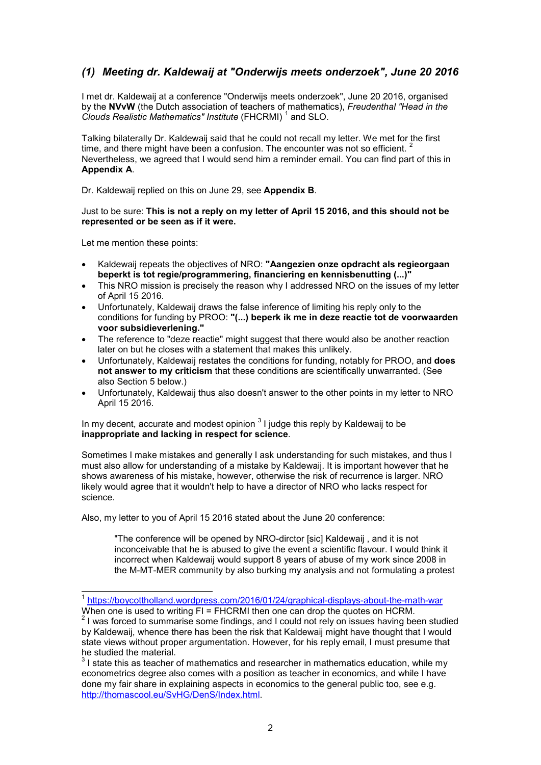## *(1) Meeting dr. Kaldewaij at "Onderwijs meets onderzoek", June 20 2016*

I met dr. Kaldewaij at a conference "Onderwijs meets onderzoek", June 20 2016, organised by the **NVvW** (the Dutch association of teachers of mathematics), *Freudenthal "Head in the Clouds Realistic Mathematics" Institute* (FHCRMI) [1] and SLO.

Talking bilaterally Dr. Kaldewaij said that he could not recall my letter. We met for the first time, and there might have been a confusion. The encounter was not so efficient. [2] Nevertheless, we agreed that I would send him a reminder email. You can find part of this in **Appendix A**.

Dr. Kaldewaij replied on this on June 29, see **Appendix B**.

Just to be sure: **This is not a reply on my letter of April 15 2016, and this should not be represented or be seen as if it were.**

Let me mention these points:

- Kaldewaij repeats the objectives of NRO: **"Aangezien onze opdracht als regieorgaan beperkt is tot regie/programmering, financiering en kennisbenutting (...)"**
- This NRO mission is precisely the reason why I addressed NRO on the issues of my letter of April 15 2016.
- Unfortunately, Kaldewaij draws the false inference of limiting his reply only to the conditions for funding by PROO: **"(...) beperk ik me in deze reactie tot de voorwaarden voor subsidieverlening."**
- The reference to "deze reactie" might suggest that there would also be another reaction later on but he closes with a statement that makes this unlikely.
- Unfortunately, Kaldewaij restates the conditions for funding, notably for PROO, and **does not answer to my criticism** that these conditions are scientifically unwarranted. (See also Section 5 below.)
- Unfortunately, Kaldewaij thus also doesn't answer to the other points in my letter to NRO April 15 2016.

In my decent, accurate and modest opinion [3] I judge this reply by Kaldewaij to be **inappropriate and lacking in respect for science**.

Sometimes I make mistakes and generally I ask understanding for such mistakes, and thus I must also allow for understanding of a mistake by Kaldewaij. It is important however that he shows awareness of his mistake, however, otherwise the risk of recurrence is larger. NRO likely would agree that it wouldn't help to have a director of NRO who lacks respect for science.

Also, my letter to you of April 15 2016 stated about the June 20 conference:

> "The conference will be opened by NRO-dirctor [sic] Kaldewaij , and it is not inconceivable that he is abused to give the event a scientific flavour. I would think it incorrect when Kaldewaij would support 8 years of abuse of my work since 2008 in the M-MT-MER community by also burking my analysis and not formulating a protest

---

[1] https://boycottholland.wordpress.com/2016/01/24/graphical-displays-about-the-math-war When one is used to writing FI = FHCRMI then one can drop the quotes on HCRM.

[2] I was forced to summarise some findings, and I could not rely on issues having been studied by Kaldewaij, whence there has been the risk that Kaldewaij might have thought that I would state views without proper argumentation. However, for his reply email, I must presume that he studied the material.

[3] I state this as teacher of mathematics and researcher in mathematics education, while my econometrics degree also comes with a position as teacher in economics, and while I have done my fair share in explaining aspects in economics to the general public too, see e.g. http://thomascool.eu/SvHG/DenS/Index.html.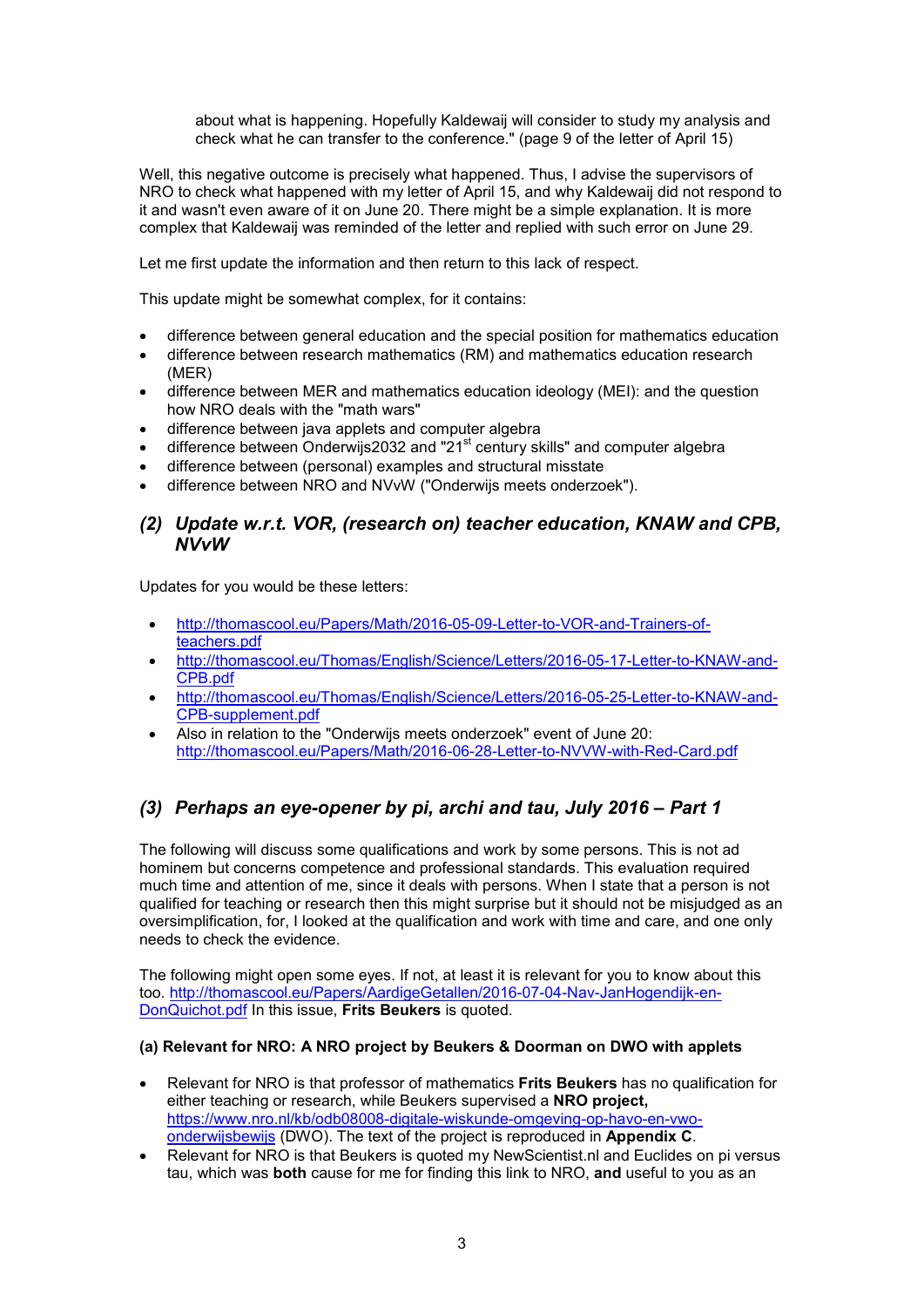> about what is happening. Hopefully Kaldewaij will consider to study my analysis and check what he can transfer to the conference." (page 9 of the letter of April 15)

Well, this negative outcome is precisely what happened. Thus, I advise the supervisors of NRO to check what happened with my letter of April 15, and why Kaldewaij did not respond to it and wasn't even aware of it on June 20. There might be a simple explanation. It is more complex that Kaldewaij was reminded of the letter and replied with such error on June 29.

Let me first update the information and then return to this lack of respect.

This update might be somewhat complex, for it contains:

- difference between general education and the special position for mathematics education
- difference between research mathematics (RM) and mathematics education research (MER)
- difference between MER and mathematics education ideology (MEI): and the question how NRO deals with the "math wars"
- difference between java applets and computer algebra
- difference between Onderwijs2032 and "21st century skills" and computer algebra
- difference between (personal) examples and structural misstate
- difference between NRO and NVvW ("Onderwijs meets onderzoek").

## *(2) Update w.r.t. VOR, (research on) teacher education, KNAW and CPB, NVvW*

Updates for you would be these letters:

- http://thomascool.eu/Papers/Math/2016-05-09-Letter-to-VOR-and-Trainers-of-teachers.pdf
- http://thomascool.eu/Thomas/English/Science/Letters/2016-05-17-Letter-to-KNAW-and-CPB.pdf
- http://thomascool.eu/Thomas/English/Science/Letters/2016-05-25-Letter-to-KNAW-and-CPB-supplement.pdf
- Also in relation to the "Onderwijs meets onderzoek" event of June 20: http://thomascool.eu/Papers/Math/2016-06-28-Letter-to-NVVW-with-Red-Card.pdf

## *(3) Perhaps an eye-opener by pi, archi and tau, July 2016 – Part 1*

The following will discuss some qualifications and work by some persons. This is not ad hominem but concerns competence and professional standards. This evaluation required much time and attention of me, since it deals with persons. When I state that a person is not qualified for teaching or research then this might surprise but it should not be misjudged as an oversimplification, for, I looked at the qualification and work with time and care, and one only needs to check the evidence.

The following might open some eyes. If not, at least it is relevant for you to know about this too. http://thomascool.eu/Papers/AardigeGetallen/2016-07-04-Nav-JanHogendijk-en-DonQuichot.pdf In this issue, **Frits Beukers** is quoted.

**(a) Relevant for NRO: A NRO project by Beukers & Doorman on DWO with applets**

- Relevant for NRO is that professor of mathematics **Frits Beukers** has no qualification for either teaching or research, while Beukers supervised a **NRO project,** https://www.nro.nl/kb/odb08008-digitale-wiskunde-omgeving-op-havo-en-vwo-onderwijsbewijs (DWO). The text of the project is reproduced in **Appendix C**.
- Relevant for NRO is that Beukers is quoted my NewScientist.nl and Euclides on pi versus tau, which was **both** cause for me for finding this link to NRO, **and** useful to you as an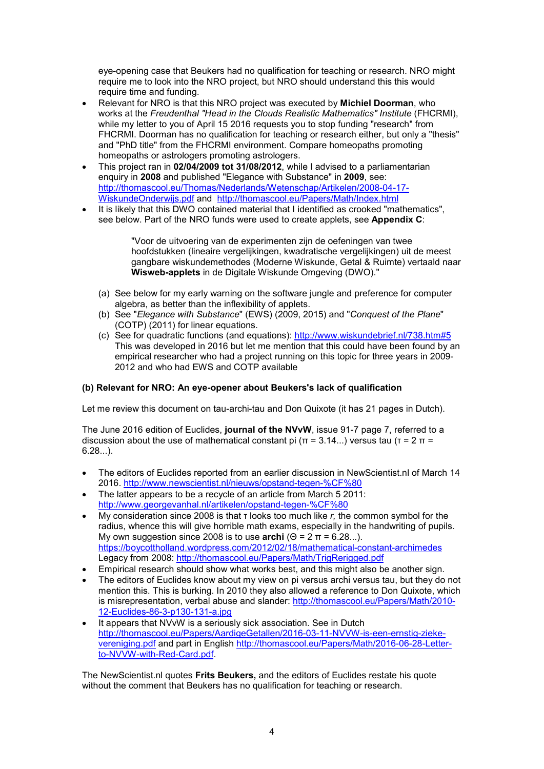eye-opening case that Beukers had no qualification for teaching or research. NRO might require me to look into the NRO project, but NRO should understand this this would require time and funding.

- Relevant for NRO is that this NRO project was executed by **Michiel Doorman**, who works at the *Freudenthal "Head in the Clouds Realistic Mathematics" Institute* (FHCRMI), while my letter to you of April 15 2016 requests you to stop funding "research" from FHCRMI. Doorman has no qualification for teaching or research either, but only a "thesis" and "PhD title" from the FHCRMI environment. Compare homeopaths promoting homeopaths or astrologers promoting astrologers.
- This project ran in **02/04/2009 tot 31/08/2012**, while I advised to a parliamentarian enquiry in **2008** and published "Elegance with Substance" in **2009**, see: http://thomascool.eu/Thomas/Nederlands/Wetenschap/Artikelen/2008-04-17-WiskundeOnderwijs.pdf and http://thomascool.eu/Papers/Math/Index.html
- It is likely that this DWO contained material that I identified as crooked "mathematics", see below. Part of the NRO funds were used to create applets, see **Appendix C**:

    "Voor de uitvoering van de experimenten zijn de oefeningen van twee hoofdstukken (lineaire vergelijkingen, kwadratische vergelijkingen) uit de meest gangbare wiskundemethodes (Moderne Wiskunde, Getal & Ruimte) vertaald naar **Wisweb-applets** in de Digitale Wiskunde Omgeving (DWO)."

  (a) See below for my early warning on the software jungle and preference for computer algebra, as better than the inflexibility of applets.
  (b) See "*Elegance with Substance*" (EWS) (2009, 2015) and "*Conquest of the Plane*" (COTP) (2011) for linear equations.
  (c) See for quadratic functions (and equations): http://www.wiskundebrief.nl/738.htm#5 This was developed in 2016 but let me mention that this could have been found by an empirical researcher who had a project running on this topic for three years in 2009-2012 and who had EWS and COTP available

**(b) Relevant for NRO: An eye-opener about Beukers's lack of qualification**

Let me review this document on tau-archi-tau and Don Quixote (it has 21 pages in Dutch).

The June 2016 edition of Euclides, **journal of the NVvW**, issue 91-7 page 7, referred to a discussion about the use of mathematical constant pi ($\pi$ = 3.14...) versus tau ($\tau = 2\pi$ = 6.28...).

- The editors of Euclides reported from an earlier discussion in NewScientist.nl of March 14 2016. http://www.newscientist.nl/nieuws/opstand-tegen-%CF%80
- The latter appears to be a recycle of an article from March 5 2011: http://www.georgevanhal.nl/artikelen/opstand-tegen-%CF%80
- My consideration since 2008 is that $\tau$ looks too much like *r*, the common symbol for the radius, whence this will give horrible math exams, especially in the handwriting of pupils. My own suggestion since 2008 is to use **archi** ($\Theta = 2\pi$ = 6.28...). https://boycottholland.wordpress.com/2012/02/18/mathematical-constant-archimedes Legacy from 2008: http://thomascool.eu/Papers/Math/TrigRerigged.pdf
- Empirical research should show what works best, and this might also be another sign.
- The editors of Euclides know about my view on pi versus archi versus tau, but they do not mention this. This is burking. In 2010 they also allowed a reference to Don Quixote, which is misrepresentation, verbal abuse and slander: http://thomascool.eu/Papers/Math/2010-12-Euclides-86-3-p130-131-a.jpg
- It appears that NVvW is a seriously sick association. See in Dutch http://thomascool.eu/Papers/AardigeGetallen/2016-03-11-NVVW-is-een-ernstig-zieke-vereniging.pdf and part in English http://thomascool.eu/Papers/Math/2016-06-28-Letter-to-NVVW-with-Red-Card.pdf.

The NewScientist.nl quotes **Frits Beukers,** and the editors of Euclides restate his quote without the comment that Beukers has no qualification for teaching or research.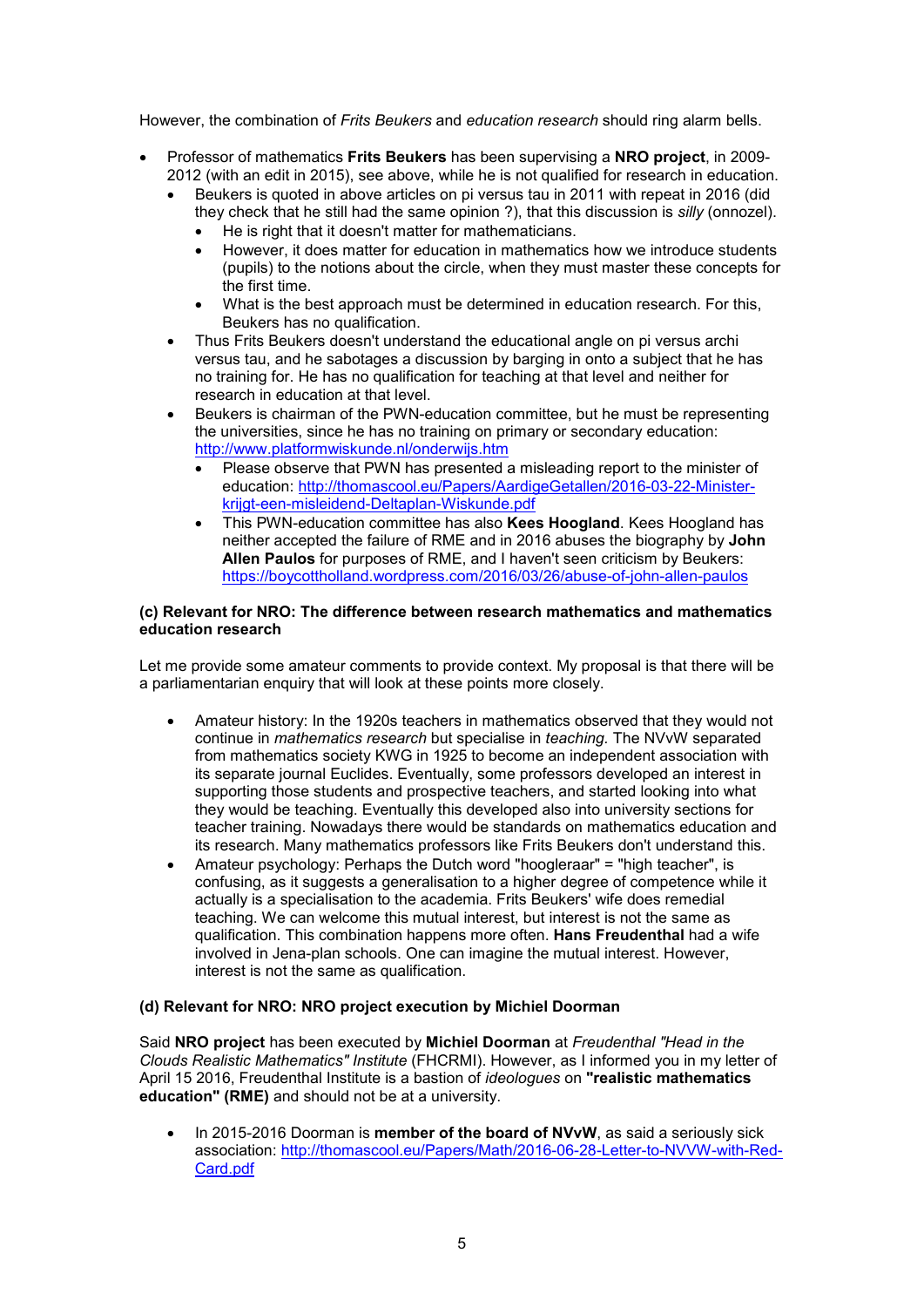However, the combination of *Frits Beukers* and *education research* should ring alarm bells.

- Professor of mathematics **Frits Beukers** has been supervising a **NRO project**, in 2009-2012 (with an edit in 2015), see above, while he is not qualified for research in education.
  - Beukers is quoted in above articles on pi versus tau in 2011 with repeat in 2016 (did they check that he still had the same opinion ?), that this discussion is *silly* (onnozel).
    - He is right that it doesn't matter for mathematicians.
    - However, it does matter for education in mathematics how we introduce students (pupils) to the notions about the circle, when they must master these concepts for the first time.
    - What is the best approach must be determined in education research. For this, Beukers has no qualification.
  - Thus Frits Beukers doesn't understand the educational angle on pi versus archi versus tau, and he sabotages a discussion by barging in onto a subject that he has no training for. He has no qualification for teaching at that level and neither for research in education at that level.
  - Beukers is chairman of the PWN-education committee, but he must be representing the universities, since he has no training on primary or secondary education: http://www.platformwiskunde.nl/onderwijs.htm
    - Please observe that PWN has presented a misleading report to the minister of education: http://thomascool.eu/Papers/AardigeGetallen/2016-03-22-Minister-krijgt-een-misleidend-Deltaplan-Wiskunde.pdf
    - This PWN-education committee has also **Kees Hoogland**. Kees Hoogland has neither accepted the failure of RME and in 2016 abuses the biography by **John Allen Paulos** for purposes of RME, and I haven't seen criticism by Beukers: https://boycottholland.wordpress.com/2016/03/26/abuse-of-john-allen-paulos

**(c) Relevant for NRO: The difference between research mathematics and mathematics education research**

Let me provide some amateur comments to provide context. My proposal is that there will be a parliamentarian enquiry that will look at these points more closely.

- Amateur history: In the 1920s teachers in mathematics observed that they would not continue in *mathematics research* but specialise in *teaching.* The NVvW separated from mathematics society KWG in 1925 to become an independent association with its separate journal Euclides. Eventually, some professors developed an interest in supporting those students and prospective teachers, and started looking into what they would be teaching. Eventually this developed also into university sections for teacher training. Nowadays there would be standards on mathematics education and its research. Many mathematics professors like Frits Beukers don't understand this.
- Amateur psychology: Perhaps the Dutch word "hoogleraar" = "high teacher", is confusing, as it suggests a generalisation to a higher degree of competence while it actually is a specialisation to the academia. Frits Beukers' wife does remedial teaching. We can welcome this mutual interest, but interest is not the same as qualification. This combination happens more often. **Hans Freudenthal** had a wife involved in Jena-plan schools. One can imagine the mutual interest. However, interest is not the same as qualification.

**(d) Relevant for NRO: NRO project execution by Michiel Doorman**

Said **NRO project** has been executed by **Michiel Doorman** at *Freudenthal "Head in the Clouds Realistic Mathematics" Institute* (FHCRMI). However, as I informed you in my letter of April 15 2016, Freudenthal Institute is a bastion of *ideologues* on **"realistic mathematics education" (RME)** and should not be at a university.

- In 2015-2016 Doorman is **member of the board of NVvW**, as said a seriously sick association: http://thomascool.eu/Papers/Math/2016-06-28-Letter-to-NVVW-with-Red-Card.pdf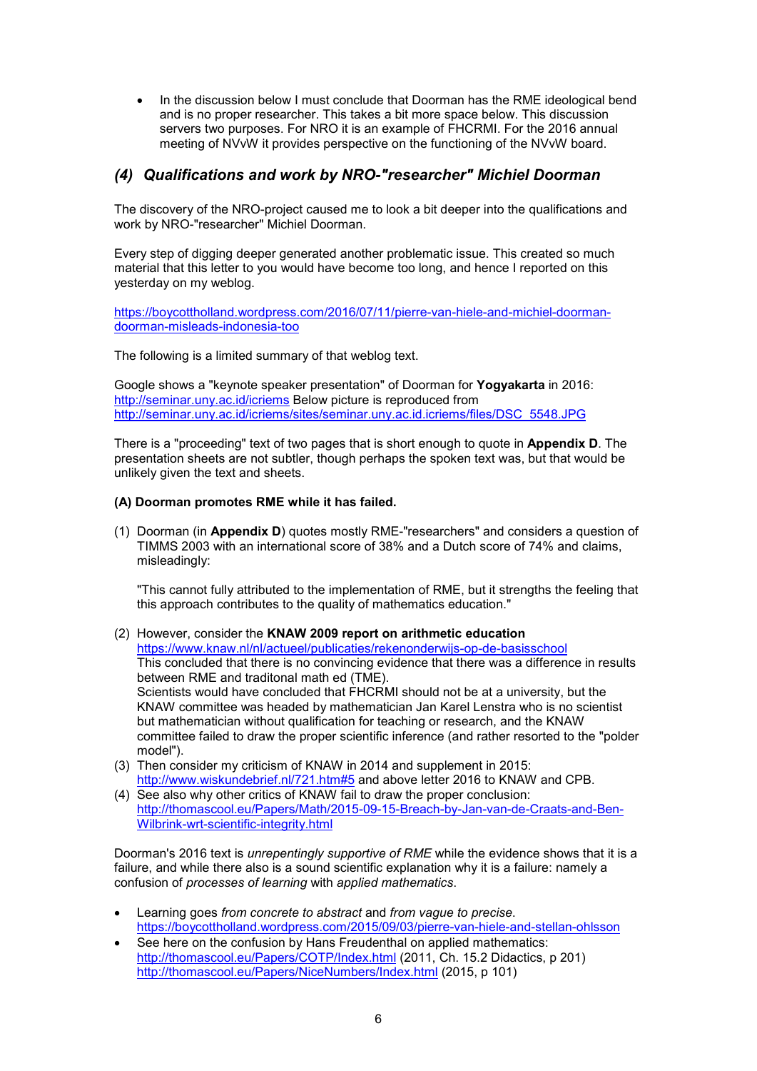- In the discussion below I must conclude that Doorman has the RME ideological bend and is no proper researcher. This takes a bit more space below. This discussion servers two purposes. For NRO it is an example of FHCRMI. For the 2016 annual meeting of NVvW it provides perspective on the functioning of the NVvW board.

## *(4) Qualifications and work by NRO-"researcher" Michiel Doorman*

The discovery of the NRO-project caused me to look a bit deeper into the qualifications and work by NRO-"researcher" Michiel Doorman.

Every step of digging deeper generated another problematic issue. This created so much material that this letter to you would have become too long, and hence I reported on this yesterday on my weblog.

https://boycottholland.wordpress.com/2016/07/11/pierre-van-hiele-and-michiel-doorman-doorman-misleads-indonesia-too

The following is a limited summary of that weblog text.

Google shows a "keynote speaker presentation" of Doorman for **Yogyakarta** in 2016: http://seminar.uny.ac.id/icriems Below picture is reproduced from http://seminar.uny.ac.id/icriems/sites/seminar.uny.ac.id.icriems/files/DSC_5548.JPG

There is a "proceeding" text of two pages that is short enough to quote in **Appendix D**. The presentation sheets are not subtler, though perhaps the spoken text was, but that would be unlikely given the text and sheets.

**(A) Doorman promotes RME while it has failed.**

(1) Doorman (in **Appendix D**) quotes mostly RME-"researchers" and considers a question of TIMMS 2003 with an international score of 38% and a Dutch score of 74% and claims, misleadingly:

    "This cannot fully attributed to the implementation of RME, but it strengths the feeling that this approach contributes to the quality of mathematics education."

(2) However, consider the **KNAW 2009 report on arithmetic education**
https://www.knaw.nl/nl/actueel/publicaties/rekenonderwijs-op-de-basisschool
This concluded that there is no convincing evidence that there was a difference in results between RME and traditonal math ed (TME).
Scientists would have concluded that FHCRMI should not be at a university, but the KNAW committee was headed by mathematician Jan Karel Lenstra who is no scientist but mathematician without qualification for teaching or research, and the KNAW committee failed to draw the proper scientific inference (and rather resorted to the "polder model").
(3) Then consider my criticism of KNAW in 2014 and supplement in 2015: http://www.wiskundebrief.nl/721.htm#5 and above letter 2016 to KNAW and CPB.
(4) See also why other critics of KNAW fail to draw the proper conclusion: http://thomascool.eu/Papers/Math/2015-09-15-Breach-by-Jan-van-de-Craats-and-Ben-Wilbrink-wrt-scientific-integrity.html

Doorman's 2016 text is *unrepentingly supportive of RME* while the evidence shows that it is a failure, and while there also is a sound scientific explanation why it is a failure: namely a confusion of *processes of learning* with *applied mathematics*.

- Learning goes *from concrete to abstract* and *from vague to precise*. https://boycottholland.wordpress.com/2015/09/03/pierre-van-hiele-and-stellan-ohlsson
- See here on the confusion by Hans Freudenthal on applied mathematics: http://thomascool.eu/Papers/COTP/Index.html (2011, Ch. 15.2 Didactics, p 201) http://thomascool.eu/Papers/NiceNumbers/Index.html (2015, p 101)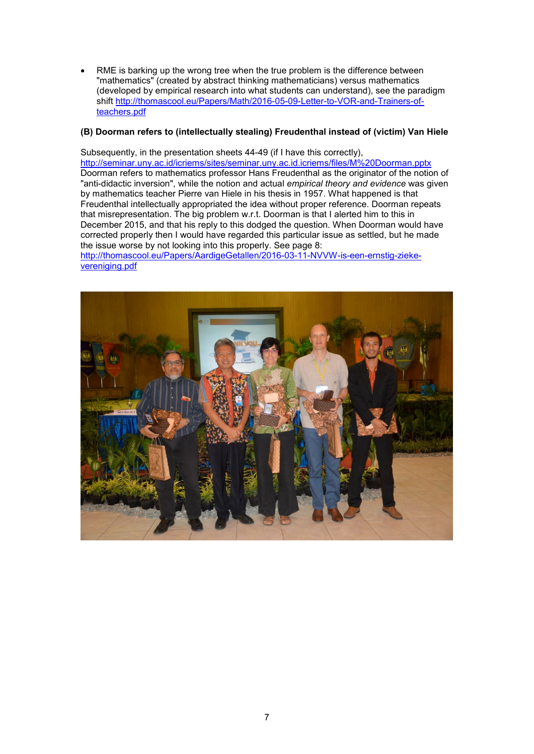- RME is barking up the wrong tree when the true problem is the difference between "mathematics" (created by abstract thinking mathematicians) versus mathematics (developed by empirical research into what students can understand), see the paradigm shift http://thomascool.eu/Papers/Math/2016-05-09-Letter-to-VOR-and-Trainers-of-teachers.pdf

**(B) Doorman refers to (intellectually stealing) Freudenthal instead of (victim) Van Hiele**

Subsequently, in the presentation sheets 44-49 (if I have this correctly), http://seminar.uny.ac.id/icriems/sites/seminar.uny.ac.id.icriems/files/M%20Doorman.pptx Doorman refers to mathematics professor Hans Freudenthal as the originator of the notion of "anti-didactic inversion", while the notion and actual *empirical theory and evidence* was given by mathematics teacher Pierre van Hiele in his thesis in 1957. What happened is that Freudenthal intellectually appropriated the idea without proper reference. Doorman repeats that misrepresentation. The big problem w.r.t. Doorman is that I alerted him to this in December 2015, and that his reply to this dodged the question. When Doorman would have corrected properly then I would have regarded this particular issue as settled, but he made the issue worse by not looking into this properly. See page 8: http://thomascool.eu/Papers/AardigeGetallen/2016-03-11-NVVW-is-een-ernstig-zieke-vereniging.pdf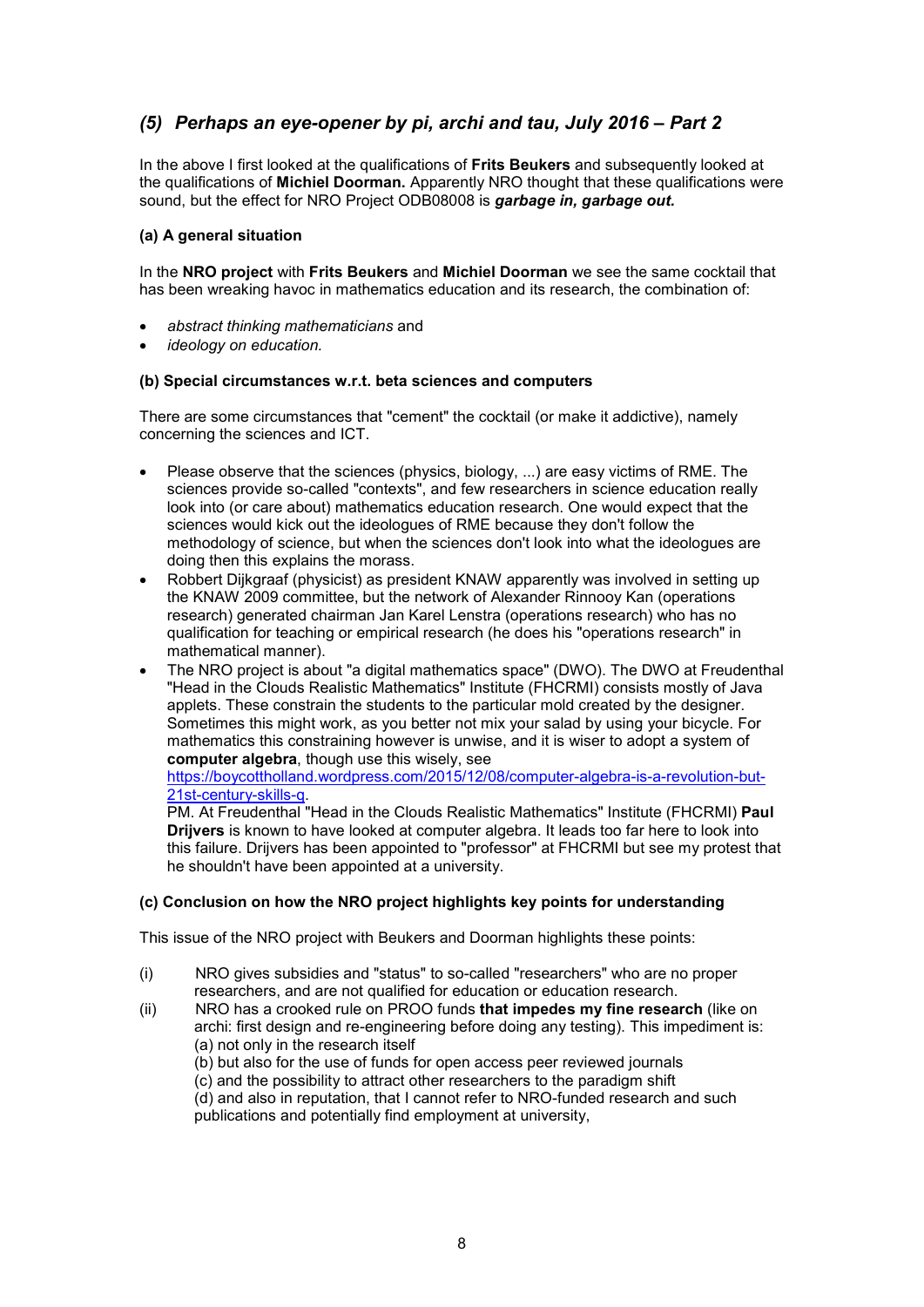## *(5) Perhaps an eye-opener by pi, archi and tau, July 2016 – Part 2*

In the above I first looked at the qualifications of **Frits Beukers** and subsequently looked at the qualifications of **Michiel Doorman.** Apparently NRO thought that these qualifications were sound, but the effect for NRO Project ODB08008 is ***garbage in, garbage out.***

### (a) A general situation

In the **NRO project** with **Frits Beukers** and **Michiel Doorman** we see the same cocktail that has been wreaking havoc in mathematics education and its research, the combination of:

- *abstract thinking mathematicians* and
- *ideology on education.*

### (b) Special circumstances w.r.t. beta sciences and computers

There are some circumstances that "cement" the cocktail (or make it addictive), namely concerning the sciences and ICT.

- Please observe that the sciences (physics, biology, ...) are easy victims of RME. The sciences provide so-called "contexts", and few researchers in science education really look into (or care about) mathematics education research. One would expect that the sciences would kick out the ideologues of RME because they don't follow the methodology of science, but when the sciences don't look into what the ideologues are doing then this explains the morass.
- Robbert Dijkgraaf (physicist) as president KNAW apparently was involved in setting up the KNAW 2009 committee, but the network of Alexander Rinnooy Kan (operations research) generated chairman Jan Karel Lenstra (operations research) who has no qualification for teaching or empirical research (he does his "operations research" in mathematical manner).
- The NRO project is about "a digital mathematics space" (DWO). The DWO at Freudenthal "Head in the Clouds Realistic Mathematics" Institute (FHCRMI) consists mostly of Java applets. These constrain the students to the particular mold created by the designer. Sometimes this might work, as you better not mix your salad by using your bicycle. For mathematics this constraining however is unwise, and it is wiser to adopt a system of **computer algebra**, though use this wisely, see https://boycottholland.wordpress.com/2015/12/08/computer-algebra-is-a-revolution-but-21st-century-skills-q.
  PM. At Freudenthal "Head in the Clouds Realistic Mathematics" Institute (FHCRMI) **Paul Drijvers** is known to have looked at computer algebra. It leads too far here to look into this failure. Drijvers has been appointed to "professor" at FHCRMI but see my protest that he shouldn't have been appointed at a university.

### (c) Conclusion on how the NRO project highlights key points for understanding

This issue of the NRO project with Beukers and Doorman highlights these points:

(i) NRO gives subsidies and "status" to so-called "researchers" who are no proper researchers, and are not qualified for education or education research.

(ii) NRO has a crooked rule on PROO funds **that impedes my fine research** (like on archi: first design and re-engineering before doing any testing). This impediment is:
(a) not only in the research itself
(b) but also for the use of funds for open access peer reviewed journals
(c) and the possibility to attract other researchers to the paradigm shift
(d) and also in reputation, that I cannot refer to NRO-funded research and such publications and potentially find employment at university,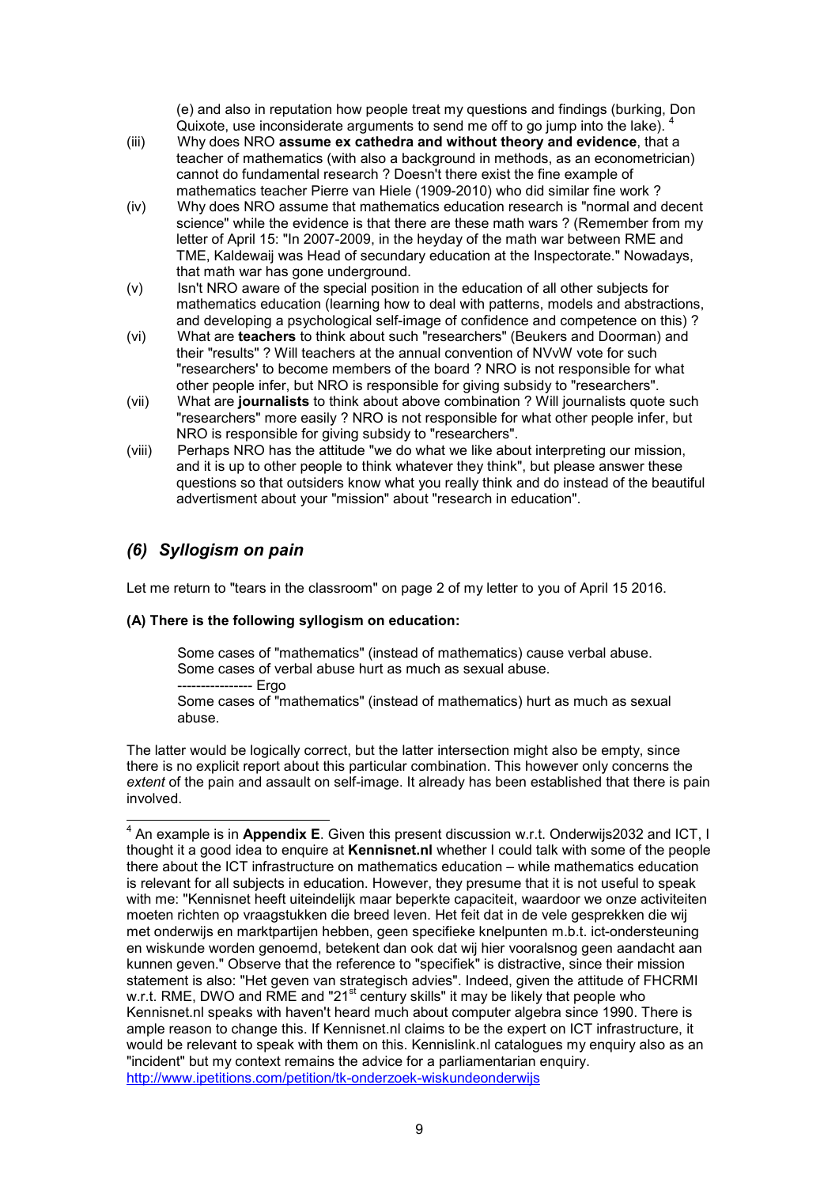(e) and also in reputation how people treat my questions and findings (burking, Don Quixote, use inconsiderate arguments to send me off to go jump into the lake). [4]

(iii) Why does NRO **assume ex cathedra and without theory and evidence**, that a teacher of mathematics (with also a background in methods, as an econometrician) cannot do fundamental research ? Doesn't there exist the fine example of mathematics teacher Pierre van Hiele (1909-2010) who did similar fine work ?

(iv) Why does NRO assume that mathematics education research is "normal and decent science" while the evidence is that there are these math wars ? (Remember from my letter of April 15: "In 2007-2009, in the heyday of the math war between RME and TME, Kaldewaij was Head of secundary education at the Inspectorate." Nowadays, that math war has gone underground.

(v) Isn't NRO aware of the special position in the education of all other subjects for mathematics education (learning how to deal with patterns, models and abstractions, and developing a psychological self-image of confidence and competence on this) ?

(vi) What are **teachers** to think about such "researchers" (Beukers and Doorman) and their "results" ? Will teachers at the annual convention of NVvW vote for such "researchers' to become members of the board ? NRO is not responsible for what other people infer, but NRO is responsible for giving subsidy to "researchers".

(vii) What are **journalists** to think about above combination ? Will journalists quote such "researchers" more easily ? NRO is not responsible for what other people infer, but NRO is responsible for giving subsidy to "researchers".

(viii) Perhaps NRO has the attitude "we do what we like about interpreting our mission, and it is up to other people to think whatever they think", but please answer these questions so that outsiders know what you really think and do instead of the beautiful advertisment about your "mission" about "research in education".

## *(6) Syllogism on pain*

Let me return to "tears in the classroom" on page 2 of my letter to you of April 15 2016.

**(A) There is the following syllogism on education:**

> Some cases of "mathematics" (instead of mathematics) cause verbal abuse.
> Some cases of verbal abuse hurt as much as sexual abuse.
> ---------------- Ergo
> Some cases of "mathematics" (instead of mathematics) hurt as much as sexual abuse.

The latter would be logically correct, but the latter intersection might also be empty, since there is no explicit report about this particular combination. This however only concerns the *extent* of the pain and assault on self-image. It already has been established that there is pain involved.

---

[4] An example is in **Appendix E**. Given this present discussion w.r.t. Onderwijs2032 and ICT, I thought it a good idea to enquire at **Kennisnet.nl** whether I could talk with some of the people there about the ICT infrastructure on mathematics education – while mathematics education is relevant for all subjects in education. However, they presume that it is not useful to speak with me: "Kennisnet heeft uiteindelijk maar beperkte capaciteit, waardoor we onze activiteiten moeten richten op vraagstukken die breed leven. Het feit dat in de vele gesprekken die wij met onderwijs en marktpartijen hebben, geen specifieke knelpunten m.b.t. ict-ondersteuning en wiskunde worden genoemd, betekent dan ook dat wij hier vooralsnog geen aandacht aan kunnen geven." Observe that the reference to "specifiek" is distractive, since their mission statement is also: "Het geven van strategisch advies". Indeed, given the attitude of FHCRMI w.r.t. RME, DWO and RME and "21st century skills" it may be likely that people who Kennisnet.nl speaks with haven't heard much about computer algebra since 1990. There is ample reason to change this. If Kennisnet.nl claims to be the expert on ICT infrastructure, it would be relevant to speak with them on this. Kennislink.nl catalogues my enquiry also as an "incident" but my context remains the advice for a parliamentarian enquiry. http://www.ipetitions.com/petition/tk-onderzoek-wiskundeonderwijs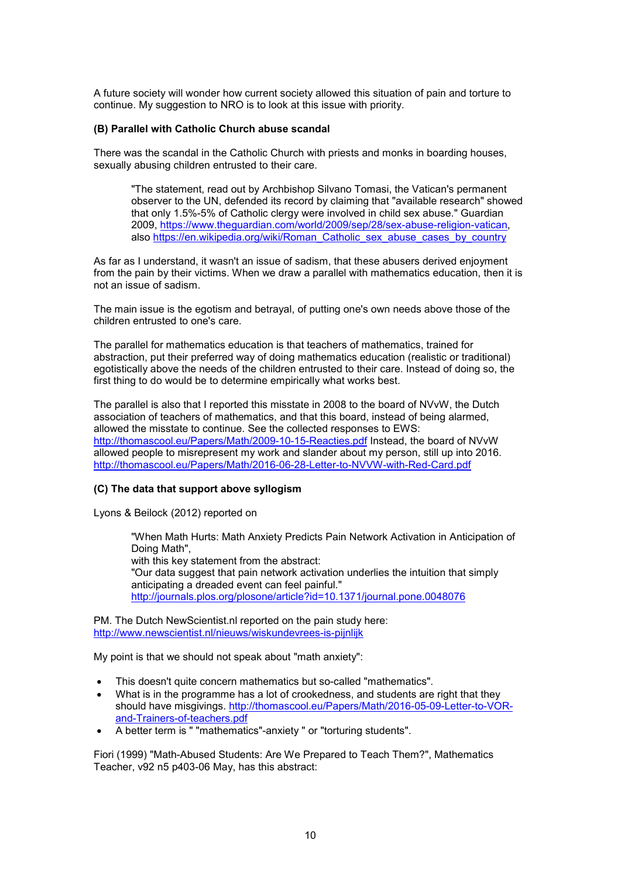A future society will wonder how current society allowed this situation of pain and torture to continue. My suggestion to NRO is to look at this issue with priority.

**(B) Parallel with Catholic Church abuse scandal**

There was the scandal in the Catholic Church with priests and monks in boarding houses, sexually abusing children entrusted to their care.

> "The statement, read out by Archbishop Silvano Tomasi, the Vatican's permanent observer to the UN, defended its record by claiming that "available research" showed that only 1.5%-5% of Catholic clergy were involved in child sex abuse." Guardian 2009, https://www.theguardian.com/world/2009/sep/28/sex-abuse-religion-vatican, also https://en.wikipedia.org/wiki/Roman_Catholic_sex_abuse_cases_by_country

As far as I understand, it wasn't an issue of sadism, that these abusers derived enjoyment from the pain by their victims. When we draw a parallel with mathematics education, then it is not an issue of sadism.

The main issue is the egotism and betrayal, of putting one's own needs above those of the children entrusted to one's care.

The parallel for mathematics education is that teachers of mathematics, trained for abstraction, put their preferred way of doing mathematics education (realistic or traditional) egotistically above the needs of the children entrusted to their care. Instead of doing so, the first thing to do would be to determine empirically what works best.

The parallel is also that I reported this misstate in 2008 to the board of NVvW, the Dutch association of teachers of mathematics, and that this board, instead of being alarmed, allowed the misstate to continue. See the collected responses to EWS: http://thomascool.eu/Papers/Math/2009-10-15-Reacties.pdf Instead, the board of NVvW allowed people to misrepresent my work and slander about my person, still up into 2016. http://thomascool.eu/Papers/Math/2016-06-28-Letter-to-NVVW-with-Red-Card.pdf

**(C) The data that support above syllogism**

Lyons & Beilock (2012) reported on

> "When Math Hurts: Math Anxiety Predicts Pain Network Activation in Anticipation of Doing Math",
> with this key statement from the abstract:
> "Our data suggest that pain network activation underlies the intuition that simply anticipating a dreaded event can feel painful."
> http://journals.plos.org/plosone/article?id=10.1371/journal.pone.0048076

PM. The Dutch NewScientist.nl reported on the pain study here: http://www.newscientist.nl/nieuws/wiskundevrees-is-pijnlijk

My point is that we should not speak about "math anxiety":

- This doesn't quite concern mathematics but so-called "mathematics".
- What is in the programme has a lot of crookedness, and students are right that they should have misgivings. http://thomascool.eu/Papers/Math/2016-05-09-Letter-to-VOR-and-Trainers-of-teachers.pdf
- A better term is " "mathematics"-anxiety " or "torturing students".

Fiori (1999) "Math-Abused Students: Are We Prepared to Teach Them?", Mathematics Teacher, v92 n5 p403-06 May, has this abstract: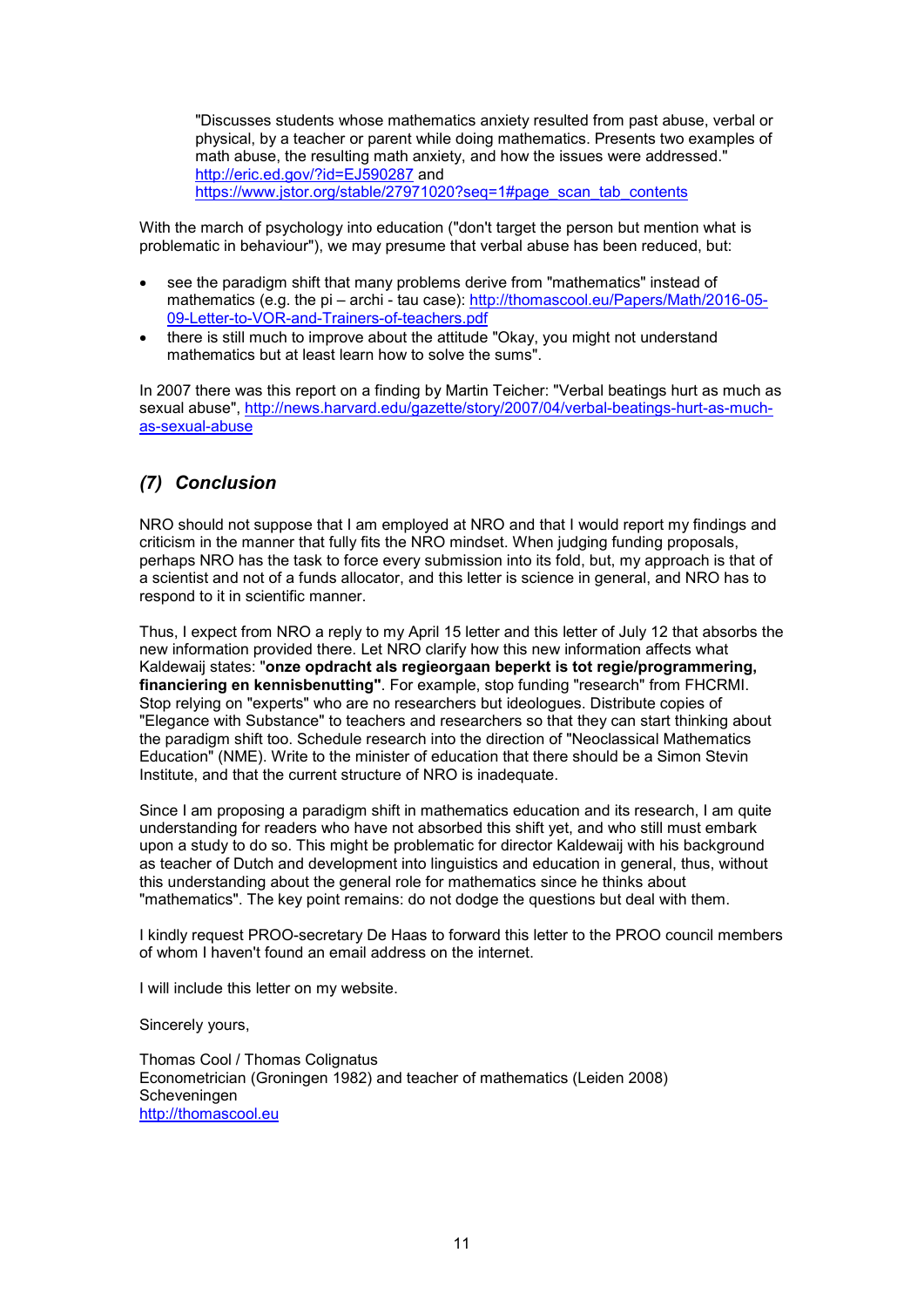> "Discusses students whose mathematics anxiety resulted from past abuse, verbal or physical, by a teacher or parent while doing mathematics. Presents two examples of math abuse, the resulting math anxiety, and how the issues were addressed." http://eric.ed.gov/?id=EJ590287 and https://www.jstor.org/stable/27971020?seq=1#page_scan_tab_contents

With the march of psychology into education ("don't target the person but mention what is problematic in behaviour"), we may presume that verbal abuse has been reduced, but:

- see the paradigm shift that many problems derive from "mathematics" instead of mathematics (e.g. the pi – archi - tau case): http://thomascool.eu/Papers/Math/2016-05-09-Letter-to-VOR-and-Trainers-of-teachers.pdf
- there is still much to improve about the attitude "Okay, you might not understand mathematics but at least learn how to solve the sums".

In 2007 there was this report on a finding by Martin Teicher: "Verbal beatings hurt as much as sexual abuse", http://news.harvard.edu/gazette/story/2007/04/verbal-beatings-hurt-as-much-as-sexual-abuse

## *(7) Conclusion*

NRO should not suppose that I am employed at NRO and that I would report my findings and criticism in the manner that fully fits the NRO mindset. When judging funding proposals, perhaps NRO has the task to force every submission into its fold, but, my approach is that of a scientist and not of a funds allocator, and this letter is science in general, and NRO has to respond to it in scientific manner.

Thus, I expect from NRO a reply to my April 15 letter and this letter of July 12 that absorbs the new information provided there. Let NRO clarify how this new information affects what Kaldewaij states: "**onze opdracht als regieorgaan beperkt is tot regie/programmering, financiering en kennisbenutting"**. For example, stop funding "research" from FHCRMI. Stop relying on "experts" who are no researchers but ideologues. Distribute copies of "Elegance with Substance" to teachers and researchers so that they can start thinking about the paradigm shift too. Schedule research into the direction of "Neoclassical Mathematics Education" (NME). Write to the minister of education that there should be a Simon Stevin Institute, and that the current structure of NRO is inadequate.

Since I am proposing a paradigm shift in mathematics education and its research, I am quite understanding for readers who have not absorbed this shift yet, and who still must embark upon a study to do so. This might be problematic for director Kaldewaij with his background as teacher of Dutch and development into linguistics and education in general, thus, without this understanding about the general role for mathematics since he thinks about "mathematics". The key point remains: do not dodge the questions but deal with them.

I kindly request PROO-secretary De Haas to forward this letter to the PROO council members of whom I haven't found an email address on the internet.

I will include this letter on my website.

Sincerely yours,

Thomas Cool / Thomas Colignatus
Econometrician (Groningen 1982) and teacher of mathematics (Leiden 2008)
Scheveningen
http://thomascool.eu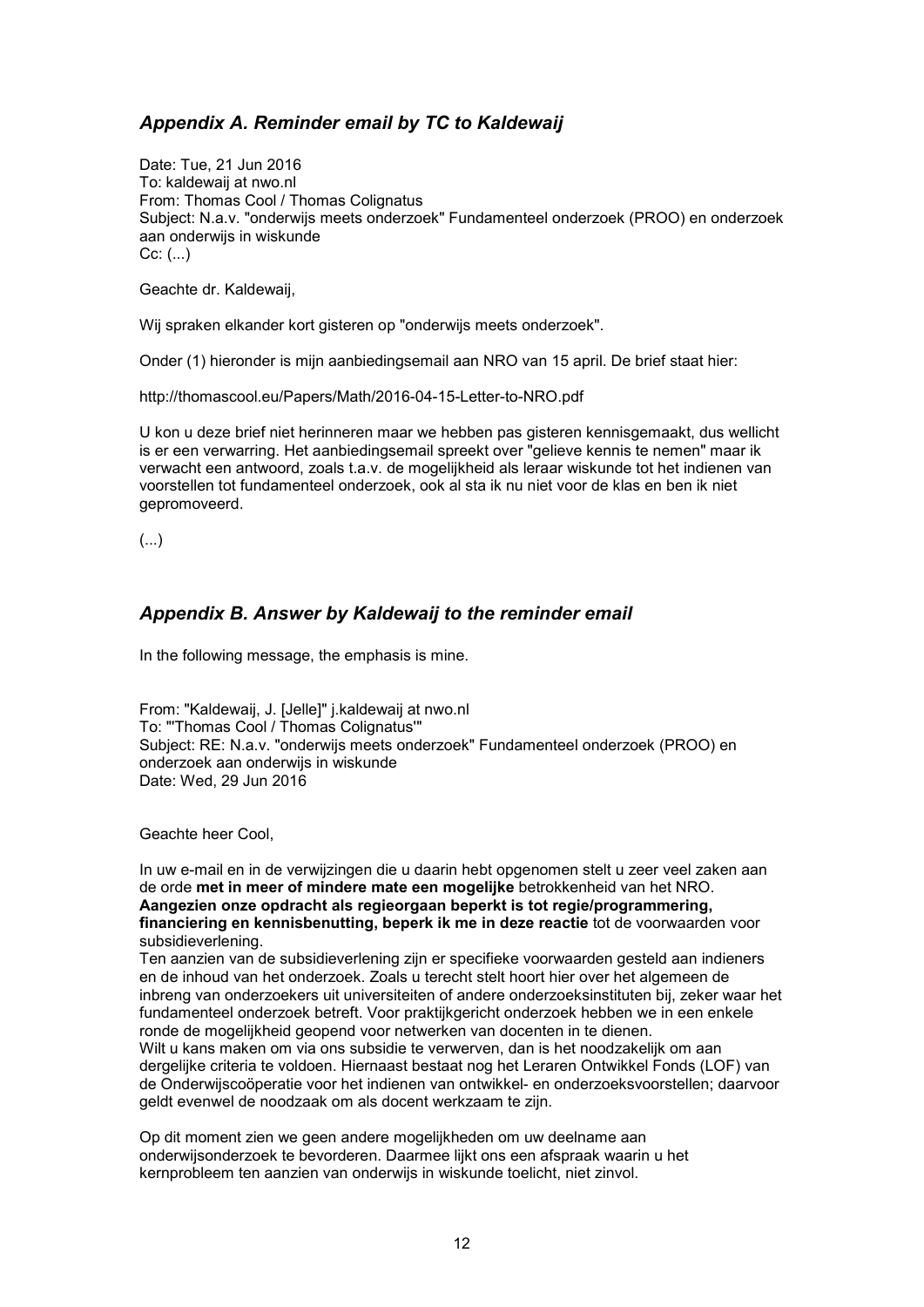## *Appendix A. Reminder email by TC to Kaldewaij*

Date: Tue, 21 Jun 2016
To: kaldewaij at nwo.nl
From: Thomas Cool / Thomas Colignatus
Subject: N.a.v. "onderwijs meets onderzoek" Fundamenteel onderzoek (PROO) en onderzoek aan onderwijs in wiskunde
Cc: (...)

Geachte dr. Kaldewaij,

Wij spraken elkander kort gisteren op "onderwijs meets onderzoek".

Onder (1) hieronder is mijn aanbiedingsemail aan NRO van 15 april. De brief staat hier:

http://thomascool.eu/Papers/Math/2016-04-15-Letter-to-NRO.pdf

U kon u deze brief niet herinneren maar we hebben pas gisteren kennisgemaakt, dus wellicht is er een verwarring. Het aanbiedingsemail spreekt over "gelieve kennis te nemen" maar ik verwacht een antwoord, zoals t.a.v. de mogelijkheid als leraar wiskunde tot het indienen van voorstellen tot fundamenteel onderzoek, ook al sta ik nu niet voor de klas en ben ik niet gepromoveerd.

(...)

## *Appendix B. Answer by Kaldewaij to the reminder email*

In the following message, the emphasis is mine.

From: "Kaldewaij, J. [Jelle]" j.kaldewaij at nwo.nl
To: "'Thomas Cool / Thomas Colignatus'"
Subject: RE: N.a.v. "onderwijs meets onderzoek" Fundamenteel onderzoek (PROO) en onderzoek aan onderwijs in wiskunde
Date: Wed, 29 Jun 2016

Geachte heer Cool,

In uw e-mail en in de verwijzingen die u daarin hebt opgenomen stelt u zeer veel zaken aan de orde **met in meer of mindere mate een mogelijke** betrokkenheid van het NRO. **Aangezien onze opdracht als regieorgaan beperkt is tot regie/programmering, financiering en kennisbenutting, beperk ik me in deze reactie** tot de voorwaarden voor subsidieverlening.
Ten aanzien van de subsidieverlening zijn er specifieke voorwaarden gesteld aan indieners en de inhoud van het onderzoek. Zoals u terecht stelt hoort hier over het algemeen de inbreng van onderzoekers uit universiteiten of andere onderzoeksinstituten bij, zeker waar het fundamenteel onderzoek betreft. Voor praktijkgericht onderzoek hebben we in een enkele ronde de mogelijkheid geopend voor netwerken van docenten in te dienen.
Wilt u kans maken om via ons subsidie te verwerven, dan is het noodzakelijk om aan dergelijke criteria te voldoen. Hiernaast bestaat nog het Leraren Ontwikkel Fonds (LOF) van de Onderwijscoöperatie voor het indienen van ontwikkel- en onderzoeksvoorstellen; daarvoor geldt evenwel de noodzaak om als docent werkzaam te zijn.

Op dit moment zien we geen andere mogelijkheden om uw deelname aan onderwijsonderzoek te bevorderen. Daarmee lijkt ons een afspraak waarin u het kernprobleem ten aanzien van onderwijs in wiskunde toelicht, niet zinvol.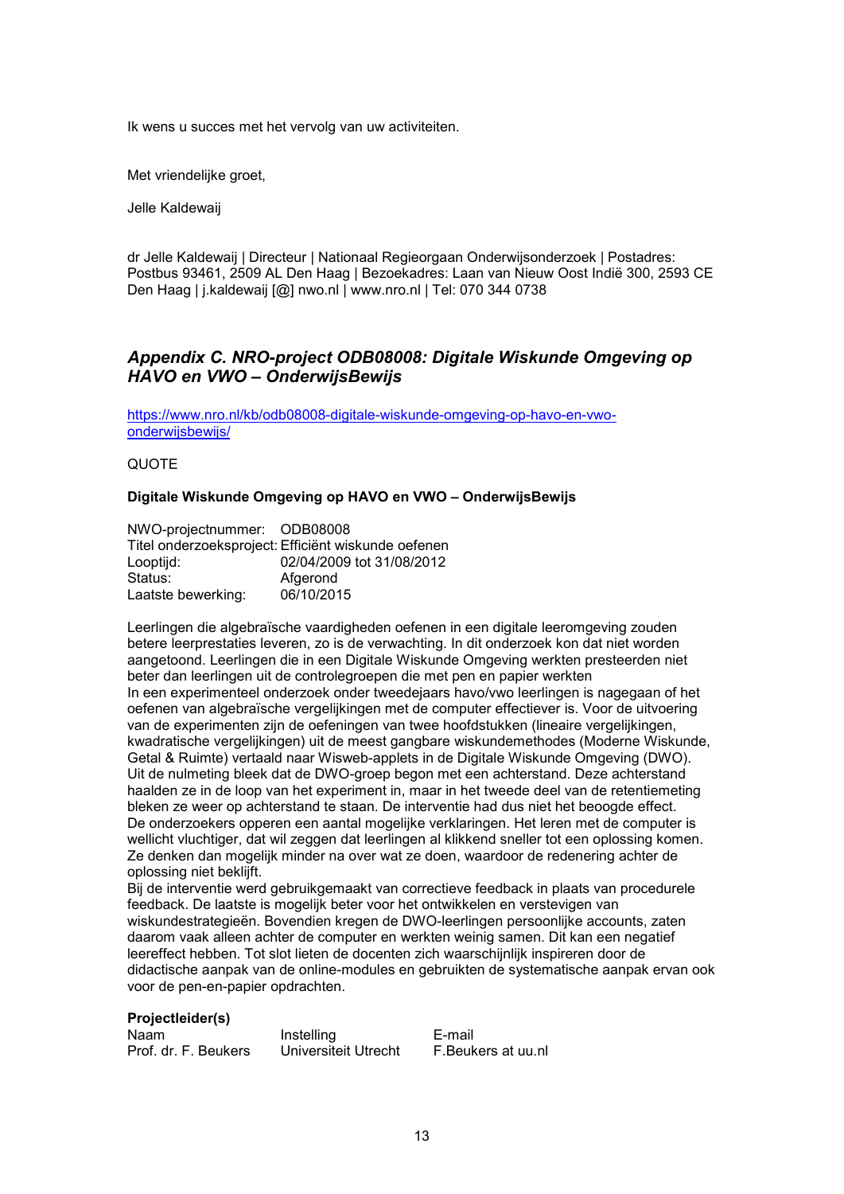Ik wens u succes met het vervolg van uw activiteiten.

Met vriendelijke groet,

Jelle Kaldewaij

dr Jelle Kaldewaij | Directeur | Nationaal Regieorgaan Onderwijsonderzoek | Postadres: Postbus 93461, 2509 AL Den Haag | Bezoekadres: Laan van Nieuw Oost Indië 300, 2593 CE Den Haag | j.kaldewaij [@] nwo.nl | www.nro.nl | Tel: 070 344 0738

## *Appendix C. NRO-project ODB08008: Digitale Wiskunde Omgeving op HAVO en VWO – OnderwijsBewijs*

https://www.nro.nl/kb/odb08008-digitale-wiskunde-omgeving-op-havo-en-vwo-onderwijsbewijs/

QUOTE

**Digitale Wiskunde Omgeving op HAVO en VWO – OnderwijsBewijs**

| | |
|---|---|
| NWO-projectnummer: | ODB08008 |
| Titel onderzoeksproject: | Efficiënt wiskunde oefenen |
| Looptijd: | 02/04/2009 tot 31/08/2012 |
| Status: | Afgerond |
| Laatste bewerking: | 06/10/2015 |

Leerlingen die algebraïsche vaardigheden oefenen in een digitale leeromgeving zouden betere leerprestaties leveren, zo is de verwachting. In dit onderzoek kon dat niet worden aangetoond. Leerlingen die in een Digitale Wiskunde Omgeving werkten presteerden niet beter dan leerlingen uit de controlegroepen die met pen en papier werkten
In een experimenteel onderzoek onder tweedejaars havo/vwo leerlingen is nagegaan of het oefenen van algebraïsche vergelijkingen met de computer effectiever is. Voor de uitvoering van de experimenten zijn de oefeningen van twee hoofdstukken (lineaire vergelijkingen, kwadratische vergelijkingen) uit de meest gangbare wiskundemethodes (Moderne Wiskunde, Getal & Ruimte) vertaald naar Wisweb-applets in de Digitale Wiskunde Omgeving (DWO). Uit de nulmeting bleek dat de DWO-groep begon met een achterstand. Deze achterstand haalden ze in de loop van het experiment in, maar in het tweede deel van de retentiemeting bleken ze weer op achterstand te staan. De interventie had dus niet het beoogde effect.
De onderzoekers opperen een aantal mogelijke verklaringen. Het leren met de computer is wellicht vluchtiger, dat wil zeggen dat leerlingen al klikkend sneller tot een oplossing komen. Ze denken dan mogelijk minder na over wat ze doen, waardoor de redenering achter de oplossing niet beklijft.
Bij de interventie werd gebruikgemaakt van correctieve feedback in plaats van procedurele feedback. De laatste is mogelijk beter voor het ontwikkelen en verstevigen van wiskundestrategieën. Bovendien kregen de DWO-leerlingen persoonlijke accounts, zaten daarom vaak alleen achter de computer en werkten weinig samen. Dit kan een negatief leereffect hebben. Tot slot lieten de docenten zich waarschijnlijk inspireren door de didactische aanpak van de online-modules en gebruikten de systematische aanpak ervan ook voor de pen-en-papier opdrachten.

**Projectleider(s)**

| Naam | Instelling | E-mail |
|---|---|---|
| Prof. dr. F. Beukers | Universiteit Utrecht | F.Beukers at uu.nl |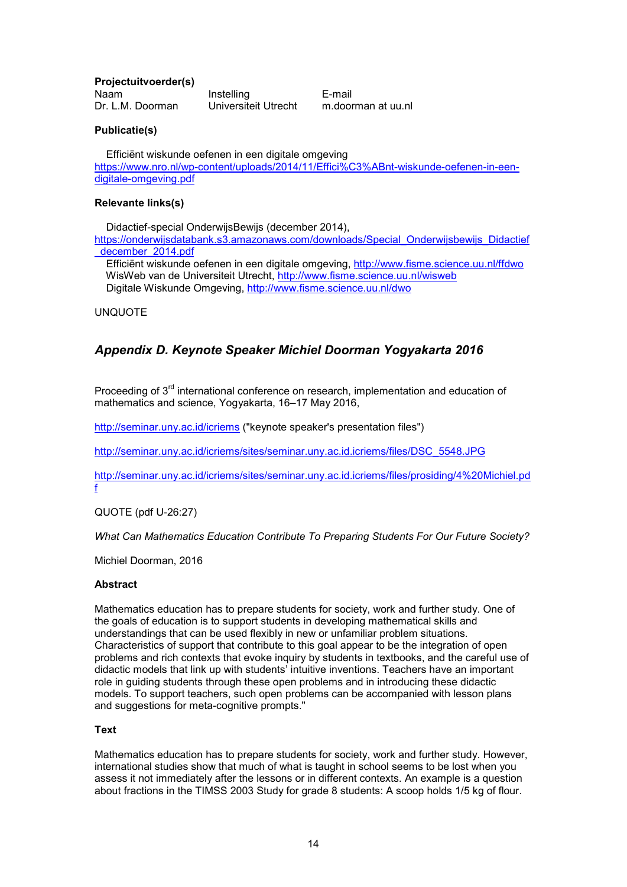**Projectuitvoerder(s)**

| Naam | Instelling | E-mail |
| --- | --- | --- |
| Dr. L.M. Doorman | Universiteit Utrecht | m.doorman at uu.nl |

**Publicatie(s)**

Efficiënt wiskunde oefenen in een digitale omgeving
https://www.nro.nl/wp-content/uploads/2014/11/Effici%C3%ABnt-wiskunde-oefenen-in-een-digitale-omgeving.pdf

**Relevante links(s)**

Didactief-special OnderwijsBewijs (december 2014),
https://onderwijsdatabank.s3.amazonaws.com/downloads/Special_Onderwijsbewijs_Didactief_december_2014.pdf
Efficiënt wiskunde oefenen in een digitale omgeving, http://www.fisme.science.uu.nl/ffdwo
WisWeb van de Universiteit Utrecht, http://www.fisme.science.uu.nl/wisweb
Digitale Wiskunde Omgeving, http://www.fisme.science.uu.nl/dwo

UNQUOTE

## *Appendix D. Keynote Speaker Michiel Doorman Yogyakarta 2016*

Proceeding of 3rd international conference on research, implementation and education of mathematics and science, Yogyakarta, 16–17 May 2016,

http://seminar.uny.ac.id/icriems ("keynote speaker's presentation files")

http://seminar.uny.ac.id/icriems/sites/seminar.uny.ac.id.icriems/files/DSC_5548.JPG

http://seminar.uny.ac.id/icriems/sites/seminar.uny.ac.id.icriems/files/prosiding/4%20Michiel.pdf

QUOTE (pdf U-26:27)

*What Can Mathematics Education Contribute To Preparing Students For Our Future Society?*

Michiel Doorman, 2016

**Abstract**

Mathematics education has to prepare students for society, work and further study. One of the goals of education is to support students in developing mathematical skills and understandings that can be used flexibly in new or unfamiliar problem situations. Characteristics of support that contribute to this goal appear to be the integration of open problems and rich contexts that evoke inquiry by students in textbooks, and the careful use of didactic models that link up with students' intuitive inventions. Teachers have an important role in guiding students through these open problems and in introducing these didactic models. To support teachers, such open problems can be accompanied with lesson plans and suggestions for meta-cognitive prompts."

**Text**

Mathematics education has to prepare students for society, work and further study. However, international studies show that much of what is taught in school seems to be lost when you assess it not immediately after the lessons or in different contexts. An example is a question about fractions in the TIMSS 2003 Study for grade 8 students: A scoop holds 1/5 kg of flour.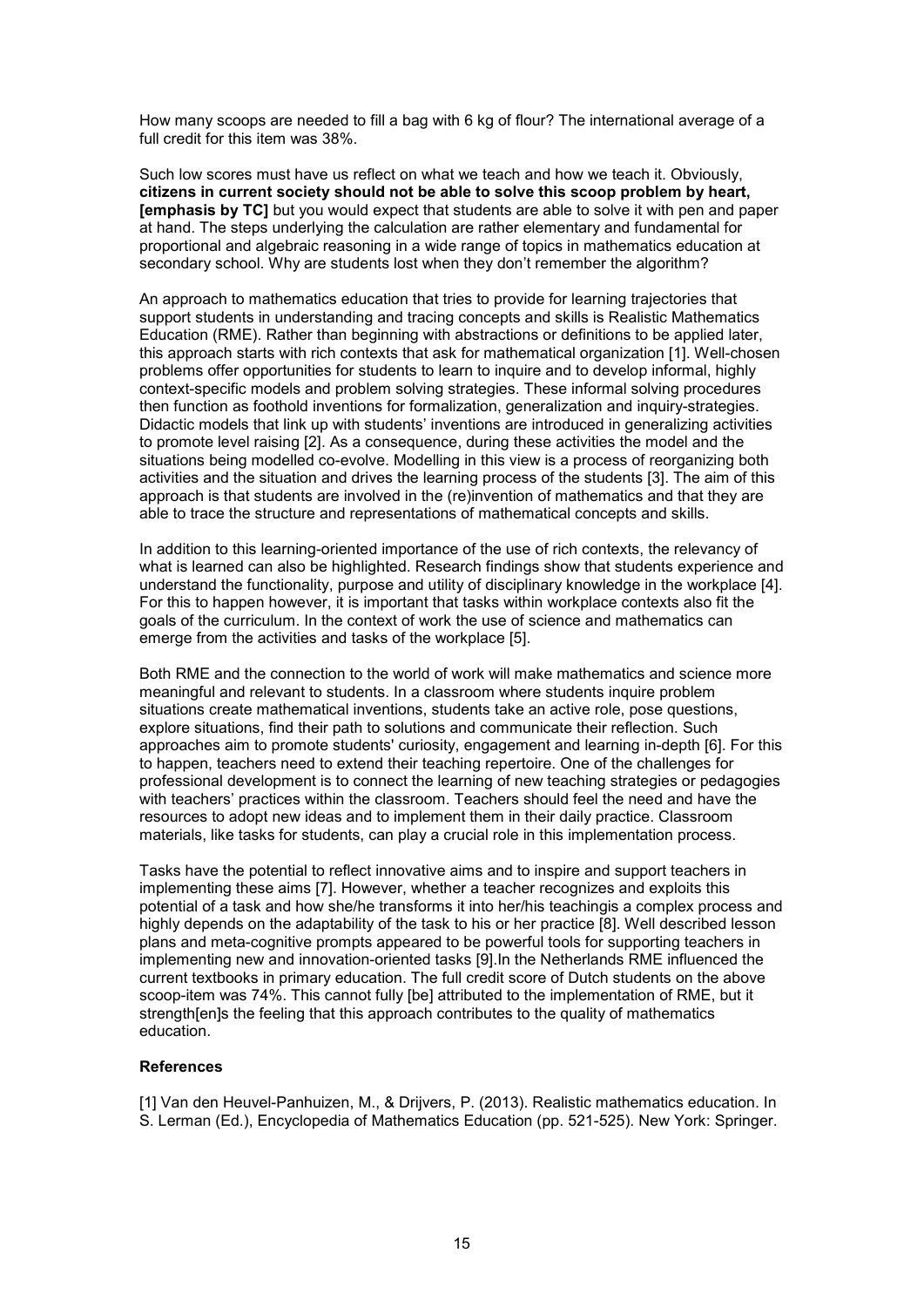How many scoops are needed to fill a bag with 6 kg of flour? The international average of a full credit for this item was 38%.

Such low scores must have us reflect on what we teach and how we teach it. Obviously, **citizens in current society should not be able to solve this scoop problem by heart, [emphasis by TC]** but you would expect that students are able to solve it with pen and paper at hand. The steps underlying the calculation are rather elementary and fundamental for proportional and algebraic reasoning in a wide range of topics in mathematics education at secondary school. Why are students lost when they don't remember the algorithm?

An approach to mathematics education that tries to provide for learning trajectories that support students in understanding and tracing concepts and skills is Realistic Mathematics Education (RME). Rather than beginning with abstractions or definitions to be applied later, this approach starts with rich contexts that ask for mathematical organization [1]. Well-chosen problems offer opportunities for students to learn to inquire and to develop informal, highly context-specific models and problem solving strategies. These informal solving procedures then function as foothold inventions for formalization, generalization and inquiry-strategies. Didactic models that link up with students' inventions are introduced in generalizing activities to promote level raising [2]. As a consequence, during these activities the model and the situations being modelled co-evolve. Modelling in this view is a process of reorganizing both activities and the situation and drives the learning process of the students [3]. The aim of this approach is that students are involved in the (re)invention of mathematics and that they are able to trace the structure and representations of mathematical concepts and skills.

In addition to this learning-oriented importance of the use of rich contexts, the relevancy of what is learned can also be highlighted. Research findings show that students experience and understand the functionality, purpose and utility of disciplinary knowledge in the workplace [4]. For this to happen however, it is important that tasks within workplace contexts also fit the goals of the curriculum. In the context of work the use of science and mathematics can emerge from the activities and tasks of the workplace [5].

Both RME and the connection to the world of work will make mathematics and science more meaningful and relevant to students. In a classroom where students inquire problem situations create mathematical inventions, students take an active role, pose questions, explore situations, find their path to solutions and communicate their reflection. Such approaches aim to promote students' curiosity, engagement and learning in-depth [6]. For this to happen, teachers need to extend their teaching repertoire. One of the challenges for professional development is to connect the learning of new teaching strategies or pedagogies with teachers' practices within the classroom. Teachers should feel the need and have the resources to adopt new ideas and to implement them in their daily practice. Classroom materials, like tasks for students, can play a crucial role in this implementation process.

Tasks have the potential to reflect innovative aims and to inspire and support teachers in implementing these aims [7]. However, whether a teacher recognizes and exploits this potential of a task and how she/he transforms it into her/his teachingis a complex process and highly depends on the adaptability of the task to his or her practice [8]. Well described lesson plans and meta-cognitive prompts appeared to be powerful tools for supporting teachers in implementing new and innovation-oriented tasks [9].In the Netherlands RME influenced the current textbooks in primary education. The full credit score of Dutch students on the above scoop-item was 74%. This cannot fully [be] attributed to the implementation of RME, but it strength[en]s the feeling that this approach contributes to the quality of mathematics education.

**References**

[1] Van den Heuvel-Panhuizen, M., & Drijvers, P. (2013). Realistic mathematics education. In S. Lerman (Ed.), Encyclopedia of Mathematics Education (pp. 521-525). New York: Springer.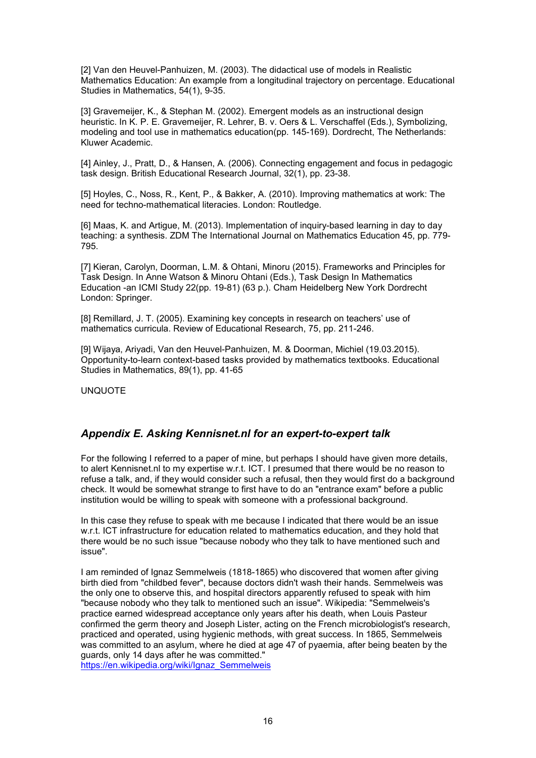[2] Van den Heuvel-Panhuizen, M. (2003). The didactical use of models in Realistic Mathematics Education: An example from a longitudinal trajectory on percentage. Educational Studies in Mathematics, 54(1), 9-35.

[3] Gravemeijer, K., & Stephan M. (2002). Emergent models as an instructional design heuristic. In K. P. E. Gravemeijer, R. Lehrer, B. v. Oers & L. Verschaffel (Eds.), Symbolizing, modeling and tool use in mathematics education(pp. 145-169). Dordrecht, The Netherlands: Kluwer Academic.

[4] Ainley, J., Pratt, D., & Hansen, A. (2006). Connecting engagement and focus in pedagogic task design. British Educational Research Journal, 32(1), pp. 23-38.

[5] Hoyles, C., Noss, R., Kent, P., & Bakker, A. (2010). Improving mathematics at work: The need for techno-mathematical literacies. London: Routledge.

[6] Maas, K. and Artigue, M. (2013). Implementation of inquiry-based learning in day to day teaching: a synthesis. ZDM The International Journal on Mathematics Education 45, pp. 779-795.

[7] Kieran, Carolyn, Doorman, L.M. & Ohtani, Minoru (2015). Frameworks and Principles for Task Design. In Anne Watson & Minoru Ohtani (Eds.), Task Design In Mathematics Education -an ICMI Study 22(pp. 19-81) (63 p.). Cham Heidelberg New York Dordrecht London: Springer.

[8] Remillard, J. T. (2005). Examining key concepts in research on teachers' use of mathematics curricula. Review of Educational Research, 75, pp. 211-246.

[9] Wijaya, Ariyadi, Van den Heuvel-Panhuizen, M. & Doorman, Michiel (19.03.2015). Opportunity-to-learn context-based tasks provided by mathematics textbooks. Educational Studies in Mathematics, 89(1), pp. 41-65

UNQUOTE

## *Appendix E. Asking Kennisnet.nl for an expert-to-expert talk*

For the following I referred to a paper of mine, but perhaps I should have given more details, to alert Kennisnet.nl to my expertise w.r.t. ICT. I presumed that there would be no reason to refuse a talk, and, if they would consider such a refusal, then they would first do a background check. It would be somewhat strange to first have to do an "entrance exam" before a public institution would be willing to speak with someone with a professional background.

In this case they refuse to speak with me because I indicated that there would be an issue w.r.t. ICT infrastructure for education related to mathematics education, and they hold that there would be no such issue "because nobody who they talk to have mentioned such and issue".

I am reminded of Ignaz Semmelweis (1818-1865) who discovered that women after giving birth died from "childbed fever", because doctors didn't wash their hands. Semmelweis was the only one to observe this, and hospital directors apparently refused to speak with him "because nobody who they talk to mentioned such an issue". Wikipedia: "Semmelweis's practice earned widespread acceptance only years after his death, when Louis Pasteur confirmed the germ theory and Joseph Lister, acting on the French microbiologist's research, practiced and operated, using hygienic methods, with great success. In 1865, Semmelweis was committed to an asylum, where he died at age 47 of pyaemia, after being beaten by the guards, only 14 days after he was committed."
https://en.wikipedia.org/wiki/Ignaz_Semmelweis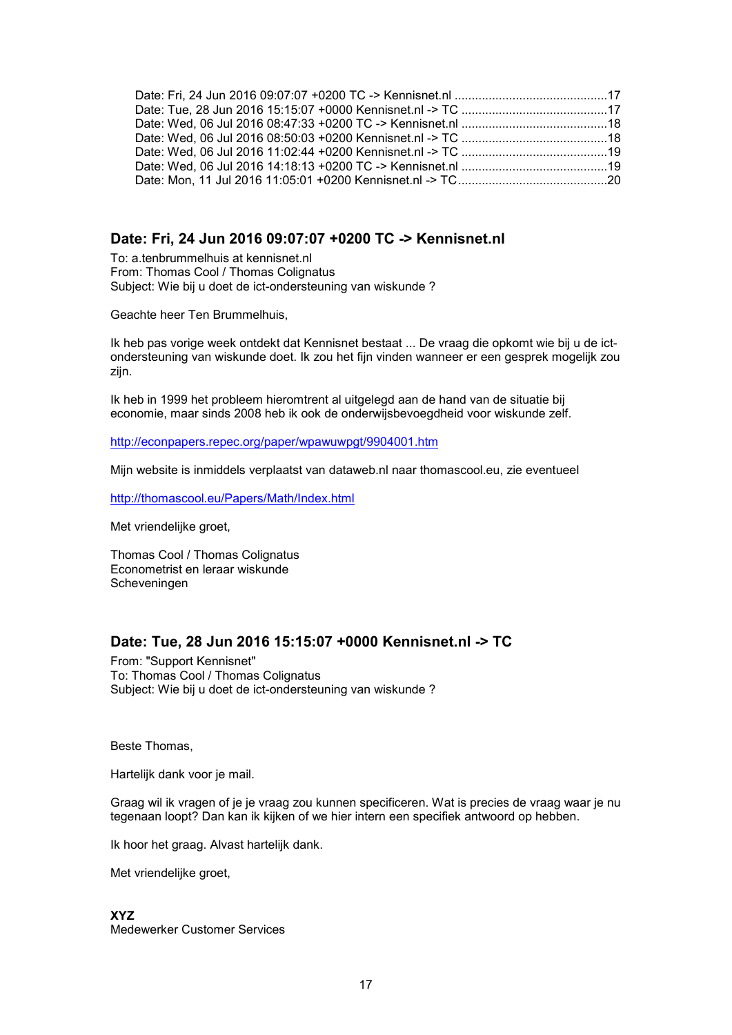Date: Fri, 24 Jun 2016 09:07:07 +0200 TC -> Kennisnet.nl ............................................17
Date: Tue, 28 Jun 2016 15:15:07 +0000 Kennisnet.nl -> TC ...........................................17
Date: Wed, 06 Jul 2016 08:47:33 +0200 TC -> Kennisnet.nl ...........................................18
Date: Wed, 06 Jul 2016 08:50:03 +0200 Kennisnet.nl -> TC ...........................................18
Date: Wed, 06 Jul 2016 11:02:44 +0200 Kennisnet.nl -> TC ...........................................19
Date: Wed, 06 Jul 2016 14:18:13 +0200 TC -> Kennisnet.nl ...........................................19
Date: Mon, 11 Jul 2016 11:05:01 +0200 Kennisnet.nl -> TC............................................20

## Date: Fri, 24 Jun 2016 09:07:07 +0200 TC -> Kennisnet.nl

To: a.tenbrummelhuis at kennisnet.nl
From: Thomas Cool / Thomas Colignatus
Subject: Wie bij u doet de ict-ondersteuning van wiskunde ?

Geachte heer Ten Brummelhuis,

Ik heb pas vorige week ontdekt dat Kennisnet bestaat ... De vraag die opkomt wie bij u de ict-ondersteuning van wiskunde doet. Ik zou het fijn vinden wanneer er een gesprek mogelijk zou zijn.

Ik heb in 1999 het probleem hieromtrent al uitgelegd aan de hand van de situatie bij economie, maar sinds 2008 heb ik ook de onderwijsbevoegdheid voor wiskunde zelf.

http://econpapers.repec.org/paper/wpawuwpgt/9904001.htm

Mijn website is inmiddels verplaatst van dataweb.nl naar thomascool.eu, zie eventueel

http://thomascool.eu/Papers/Math/Index.html

Met vriendelijke groet,

Thomas Cool / Thomas Colignatus
Econometrist en leraar wiskunde
Scheveningen

## Date: Tue, 28 Jun 2016 15:15:07 +0000 Kennisnet.nl -> TC

From: "Support Kennisnet"
To: Thomas Cool / Thomas Colignatus
Subject: Wie bij u doet de ict-ondersteuning van wiskunde ?

Beste Thomas,

Hartelijk dank voor je mail.

Graag wil ik vragen of je je vraag zou kunnen specificeren. Wat is precies de vraag waar je nu tegenaan loopt? Dan kan ik kijken of we hier intern een specifiek antwoord op hebben.

Ik hoor het graag. Alvast hartelijk dank.

Met vriendelijke groet,

**XYZ**
Medewerker Customer Services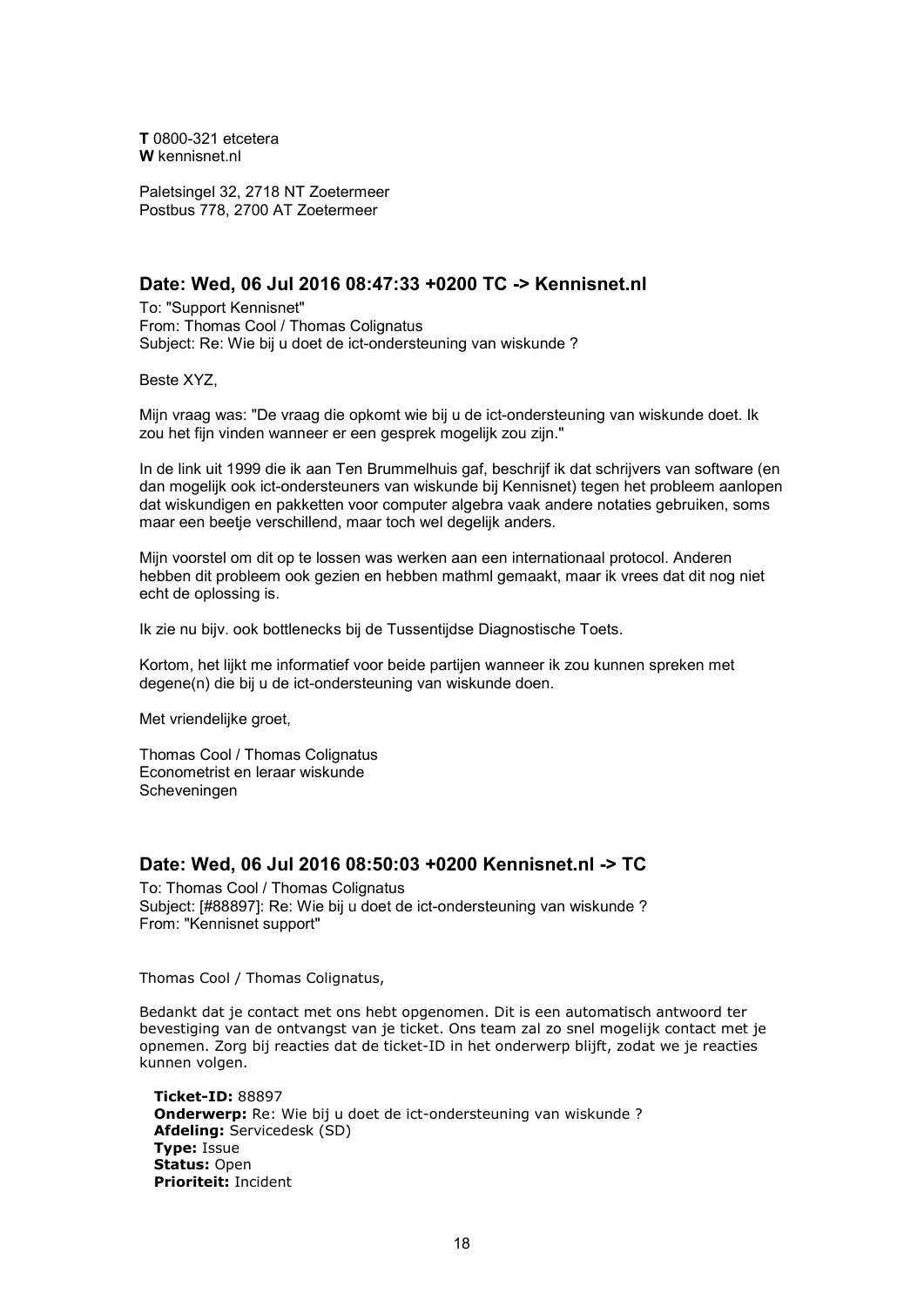**T** 0800-321 etcetera
**W** kennisnet.nl

Paletsingel 32, 2718 NT Zoetermeer
Postbus 778, 2700 AT Zoetermeer

## Date: Wed, 06 Jul 2016 08:47:33 +0200 TC -> Kennisnet.nl

To: "Support Kennisnet"
From: Thomas Cool / Thomas Colignatus
Subject: Re: Wie bij u doet de ict-ondersteuning van wiskunde ?

Beste XYZ,

Mijn vraag was: "De vraag die opkomt wie bij u de ict-ondersteuning van wiskunde doet. Ik zou het fijn vinden wanneer er een gesprek mogelijk zou zijn."

In de link uit 1999 die ik aan Ten Brummelhuis gaf, beschrijf ik dat schrijvers van software (en dan mogelijk ook ict-ondersteuners van wiskunde bij Kennisnet) tegen het probleem aanlopen dat wiskundigen en pakketten voor computer algebra vaak andere notaties gebruiken, soms maar een beetje verschillend, maar toch wel degelijk anders.

Mijn voorstel om dit op te lossen was werken aan een internationaal protocol. Anderen hebben dit probleem ook gezien en hebben mathml gemaakt, maar ik vrees dat dit nog niet echt de oplossing is.

Ik zie nu bijv. ook bottlenecks bij de Tussentijdse Diagnostische Toets.

Kortom, het lijkt me informatief voor beide partijen wanneer ik zou kunnen spreken met degene(n) die bij u de ict-ondersteuning van wiskunde doen.

Met vriendelijke groet,

Thomas Cool / Thomas Colignatus
Econometrist en leraar wiskunde
Scheveningen

## Date: Wed, 06 Jul 2016 08:50:03 +0200 Kennisnet.nl -> TC

To: Thomas Cool / Thomas Colignatus
Subject: [#88897]: Re: Wie bij u doet de ict-ondersteuning van wiskunde ?
From: "Kennisnet support"

Thomas Cool / Thomas Colignatus,

Bedankt dat je contact met ons hebt opgenomen. Dit is een automatisch antwoord ter bevestiging van de ontvangst van je ticket. Ons team zal zo snel mogelijk contact met je opnemen. Zorg bij reacties dat de ticket-ID in het onderwerp blijft, zodat we je reacties kunnen volgen.

**Ticket-ID:** 88897
**Onderwerp:** Re: Wie bij u doet de ict-ondersteuning van wiskunde ?
**Afdeling:** Servicedesk (SD)
**Type:** Issue
**Status:** Open
**Prioriteit:** Incident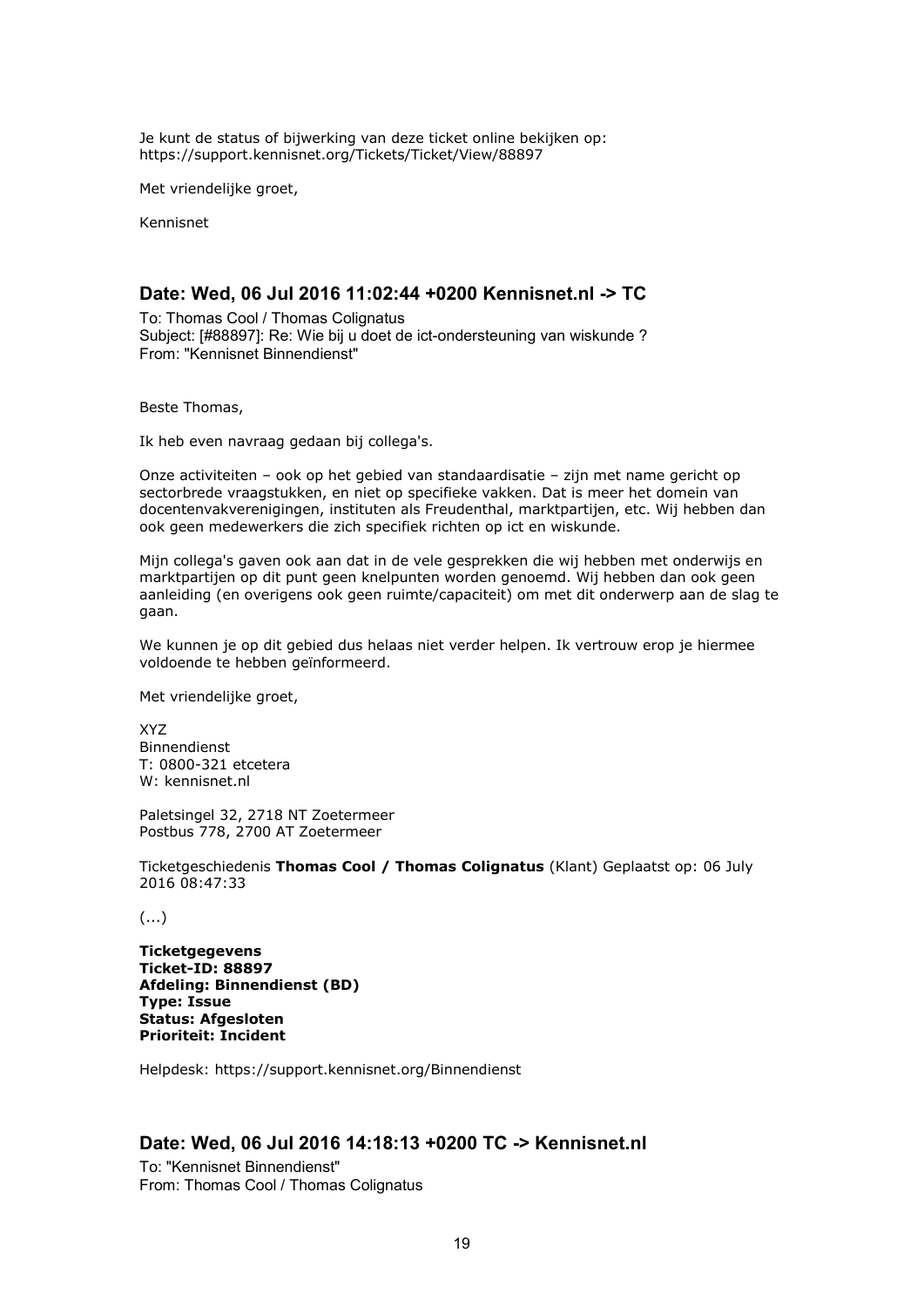Je kunt de status of bijwerking van deze ticket online bekijken op:
https://support.kennisnet.org/Tickets/Ticket/View/88897

Met vriendelijke groet,

Kennisnet

## Date: Wed, 06 Jul 2016 11:02:44 +0200 Kennisnet.nl -> TC

To: Thomas Cool / Thomas Colignatus
Subject: [#88897]: Re: Wie bij u doet de ict-ondersteuning van wiskunde ?
From: "Kennisnet Binnendienst"

Beste Thomas,

Ik heb even navraag gedaan bij collega's.

Onze activiteiten – ook op het gebied van standaardisatie – zijn met name gericht op sectorbrede vraagstukken, en niet op specifieke vakken. Dat is meer het domein van docentenvakverenigingen, instituten als Freudenthal, marktpartijen, etc. Wij hebben dan ook geen medewerkers die zich specifiek richten op ict en wiskunde.

Mijn collega's gaven ook aan dat in de vele gesprekken die wij hebben met onderwijs en marktpartijen op dit punt geen knelpunten worden genoemd. Wij hebben dan ook geen aanleiding (en overigens ook geen ruimte/capaciteit) om met dit onderwerp aan de slag te gaan.

We kunnen je op dit gebied dus helaas niet verder helpen. Ik vertrouw erop je hiermee voldoende te hebben geïnformeerd.

Met vriendelijke groet,

XYZ
Binnendienst
T: 0800-321 etcetera
W: kennisnet.nl

Paletsingel 32, 2718 NT Zoetermeer
Postbus 778, 2700 AT Zoetermeer

Ticketgeschiedenis **Thomas Cool / Thomas Colignatus** (Klant) Geplaatst op: 06 July 2016 08:47:33

(...)

**Ticketgegevens**
**Ticket-ID: 88897**
**Afdeling: Binnendienst (BD)**
**Type: Issue**
**Status: Afgesloten**
**Prioriteit: Incident**

Helpdesk: https://support.kennisnet.org/Binnendienst

## Date: Wed, 06 Jul 2016 14:18:13 +0200 TC -> Kennisnet.nl

To: "Kennisnet Binnendienst"
From: Thomas Cool / Thomas Colignatus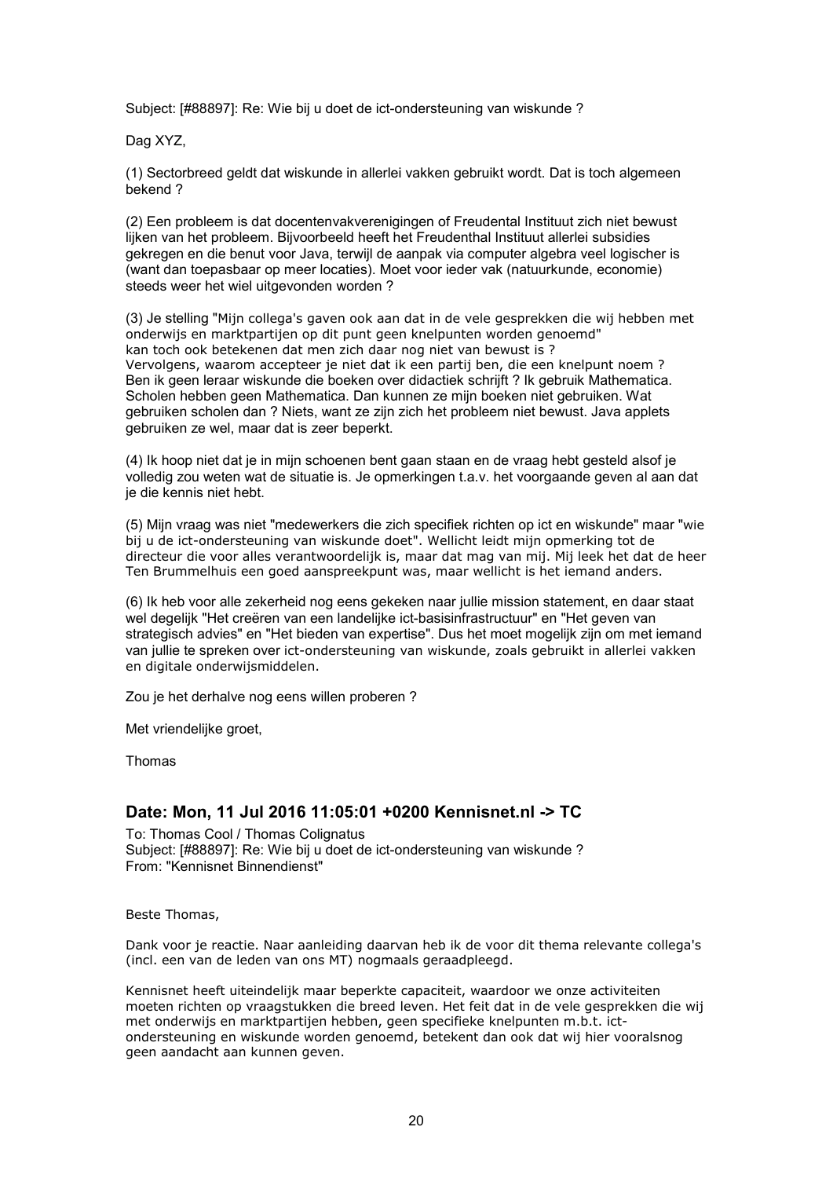Subject: [#88897]: Re: Wie bij u doet de ict-ondersteuning van wiskunde ?

Dag XYZ,

(1) Sectorbreed geldt dat wiskunde in allerlei vakken gebruikt wordt. Dat is toch algemeen bekend ?

(2) Een probleem is dat docentenvakverenigingen of Freudental Instituut zich niet bewust lijken van het probleem. Bijvoorbeeld heeft het Freudenthal Instituut allerlei subsidies gekregen en die benut voor Java, terwijl de aanpak via computer algebra veel logischer is (want dan toepasbaar op meer locaties). Moet voor ieder vak (natuurkunde, economie) steeds weer het wiel uitgevonden worden ?

(3) Je stelling "Mijn collega's gaven ook aan dat in de vele gesprekken die wij hebben met onderwijs en marktpartijen op dit punt geen knelpunten worden genoemd"
kan toch ook betekenen dat men zich daar nog niet van bewust is ?
Vervolgens, waarom accepteer je niet dat ik een partij ben, die een knelpunt noem ?
Ben ik geen leraar wiskunde die boeken over didactiek schrijft ? Ik gebruik Mathematica. Scholen hebben geen Mathematica. Dan kunnen ze mijn boeken niet gebruiken. Wat gebruiken scholen dan ? Niets, want ze zijn zich het probleem niet bewust. Java applets gebruiken ze wel, maar dat is zeer beperkt.

(4) Ik hoop niet dat je in mijn schoenen bent gaan staan en de vraag hebt gesteld alsof je volledig zou weten wat de situatie is. Je opmerkingen t.a.v. het voorgaande geven al aan dat je die kennis niet hebt.

(5) Mijn vraag was niet "medewerkers die zich specifiek richten op ict en wiskunde" maar "wie bij u de ict-ondersteuning van wiskunde doet". Wellicht leidt mijn opmerking tot de directeur die voor alles verantwoordelijk is, maar dat mag van mij. Mij leek het dat de heer Ten Brummelhuis een goed aanspreekpunt was, maar wellicht is het iemand anders.

(6) Ik heb voor alle zekerheid nog eens gekeken naar jullie mission statement, en daar staat wel degelijk "Het creëren van een landelijke ict-basisinfrastructuur" en "Het geven van strategisch advies" en "Het bieden van expertise". Dus het moet mogelijk zijn om met iemand van jullie te spreken over ict-ondersteuning van wiskunde, zoals gebruikt in allerlei vakken en digitale onderwijsmiddelen.

Zou je het derhalve nog eens willen proberen ?

Met vriendelijke groet,

Thomas

## Date: Mon, 11 Jul 2016 11:05:01 +0200 Kennisnet.nl -> TC

To: Thomas Cool / Thomas Colignatus
Subject: [#88897]: Re: Wie bij u doet de ict-ondersteuning van wiskunde ?
From: "Kennisnet Binnendienst"

Beste Thomas,

Dank voor je reactie. Naar aanleiding daarvan heb ik de voor dit thema relevante collega's (incl. een van de leden van ons MT) nogmaals geraadpleegd.

Kennisnet heeft uiteindelijk maar beperkte capaciteit, waardoor we onze activiteiten moeten richten op vraagstukken die breed leven. Het feit dat in de vele gesprekken die wij met onderwijs en marktpartijen hebben, geen specifieke knelpunten m.b.t. ict-ondersteuning en wiskunde worden genoemd, betekent dan ook dat wij hier vooralsnog geen aandacht aan kunnen geven.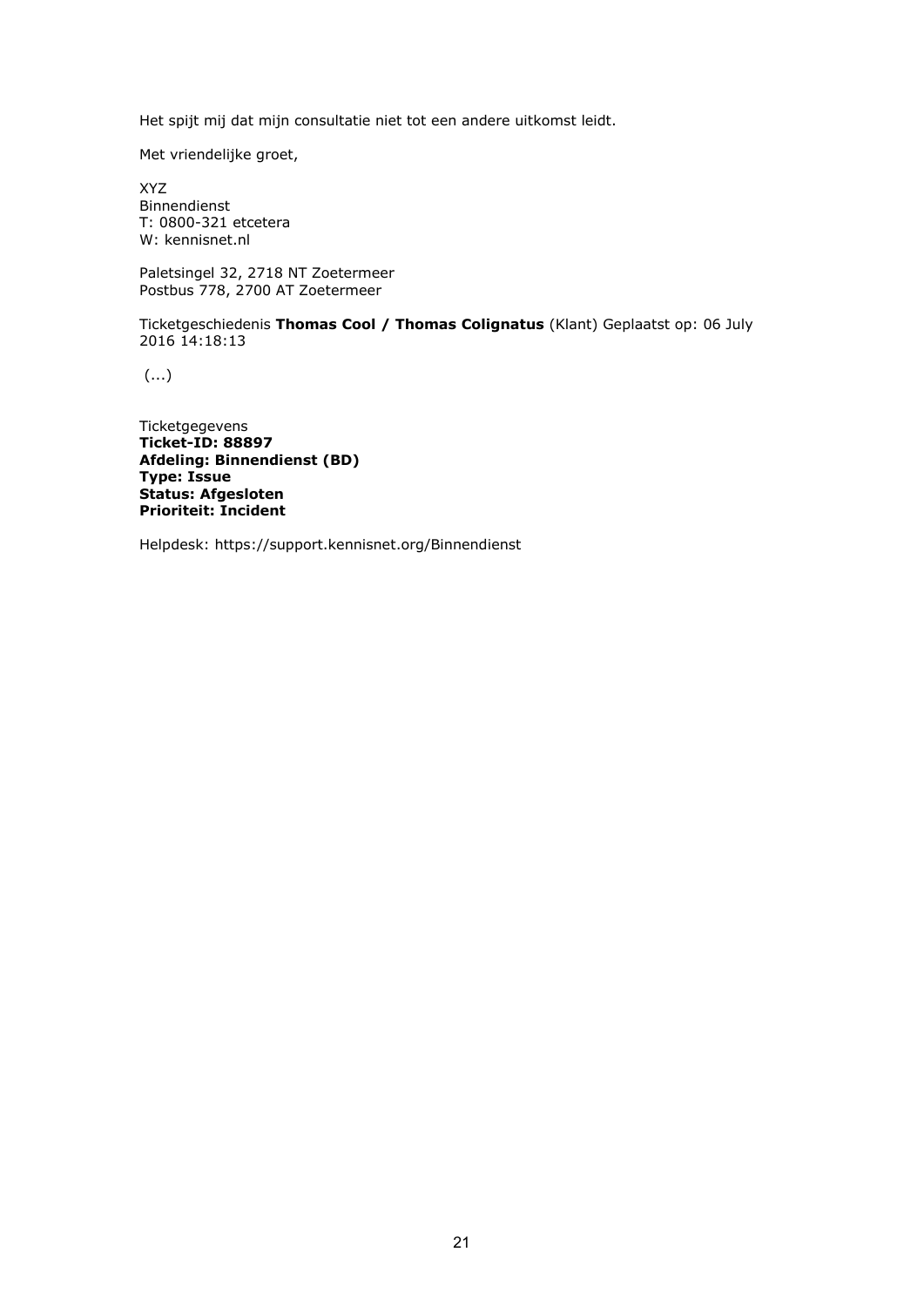Het spijt mij dat mijn consultatie niet tot een andere uitkomst leidt.

Met vriendelijke groet,

XYZ  
Binnendienst  
T: 0800-321 etcetera  
W: kennisnet.nl

Paletsingel 32, 2718 NT Zoetermeer  
Postbus 778, 2700 AT Zoetermeer

Ticketgeschiedenis **Thomas Cool / Thomas Colignatus** (Klant) Geplaatst op: 06 July 2016 14:18:13

(...)

Ticketgegevens  
**Ticket-ID: 88897**  
**Afdeling: Binnendienst (BD)**  
**Type: Issue**  
**Status: Afgesloten**  
**Prioriteit: Incident**

Helpdesk: https://support.kennisnet.org/Binnendienst